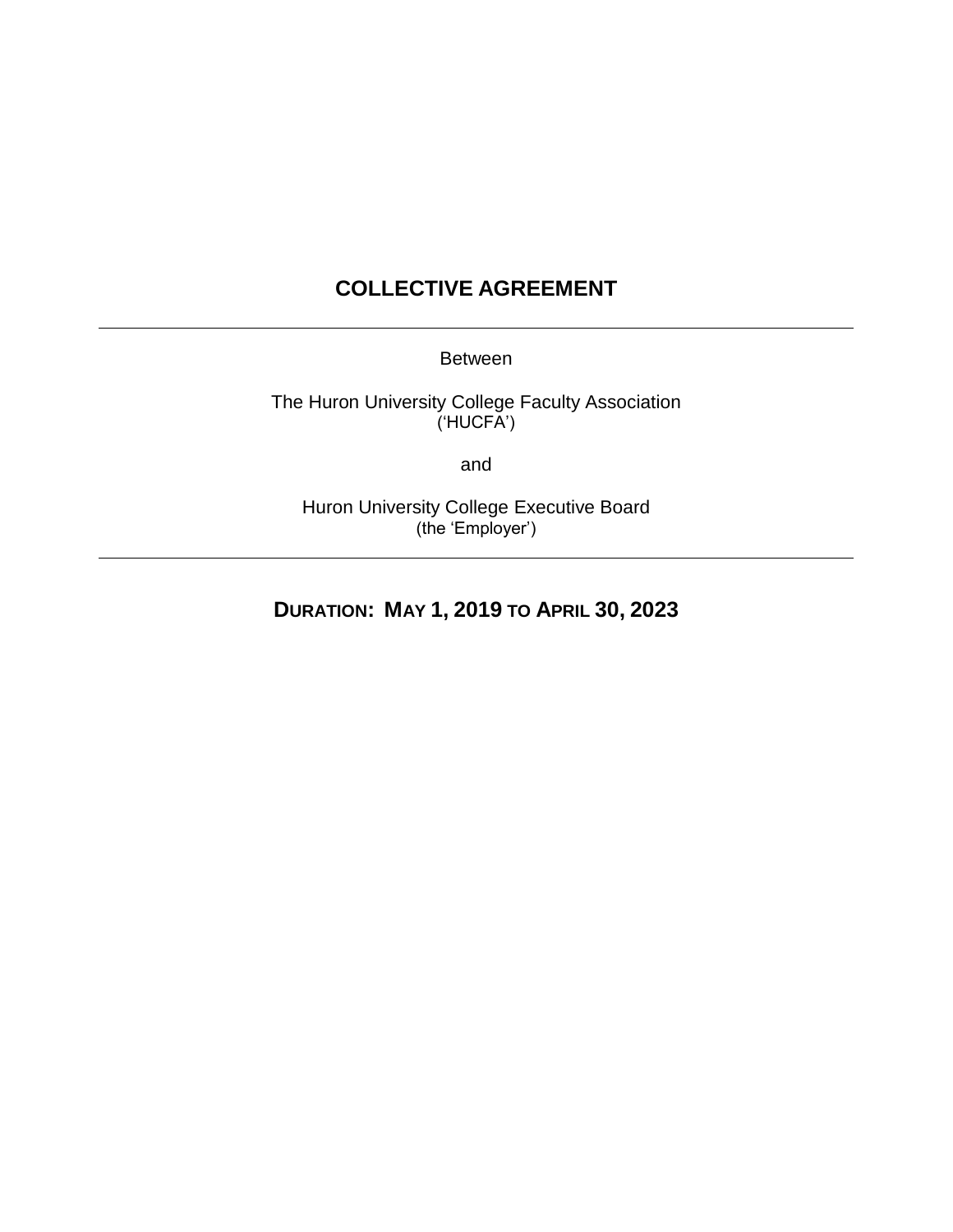# COLLECTIVE AGREEMENT

---

Between

The Huron University College Faculty Association
('HUCFA')

and

Huron University College Executive Board
(the 'Employer')

---

## DURATION: MAY 1, 2019 TO APRIL 30, 2023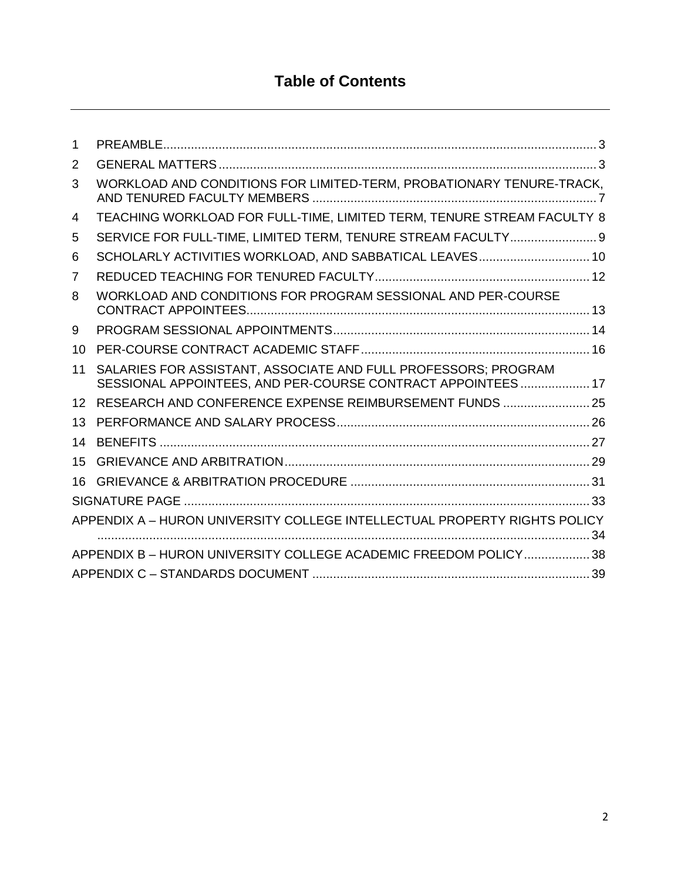# Table of Contents

| | | |
|---|---|---|
| 1 | PREAMBLE | 3 |
| 2 | GENERAL MATTERS | 3 |
| 3 | WORKLOAD AND CONDITIONS FOR LIMITED-TERM, PROBATIONARY TENURE-TRACK, AND TENURED FACULTY MEMBERS | 7 |
| 4 | TEACHING WORKLOAD FOR FULL-TIME, LIMITED TERM, TENURE STREAM FACULTY | 8 |
| 5 | SERVICE FOR FULL-TIME, LIMITED TERM, TENURE STREAM FACULTY | 9 |
| 6 | SCHOLARLY ACTIVITIES WORKLOAD, AND SABBATICAL LEAVES | 10 |
| 7 | REDUCED TEACHING FOR TENURED FACULTY | 12 |
| 8 | WORKLOAD AND CONDITIONS FOR PROGRAM SESSIONAL AND PER-COURSE CONTRACT APPOINTEES | 13 |
| 9 | PROGRAM SESSIONAL APPOINTMENTS | 14 |
| 10 | PER-COURSE CONTRACT ACADEMIC STAFF | 16 |
| 11 | SALARIES FOR ASSISTANT, ASSOCIATE AND FULL PROFESSORS; PROGRAM SESSIONAL APPOINTEES, AND PER-COURSE CONTRACT APPOINTEES | 17 |
| 12 | RESEARCH AND CONFERENCE EXPENSE REIMBURSEMENT FUNDS | 25 |
| 13 | PERFORMANCE AND SALARY PROCESS | 26 |
| 14 | BENEFITS | 27 |
| 15 | GRIEVANCE AND ARBITRATION | 29 |
| 16 | GRIEVANCE & ARBITRATION PROCEDURE | 31 |
| | SIGNATURE PAGE | 33 |
| | APPENDIX A – HURON UNIVERSITY COLLEGE INTELLECTUAL PROPERTY RIGHTS POLICY | 34 |
| | APPENDIX B – HURON UNIVERSITY COLLEGE ACADEMIC FREEDOM POLICY | 38 |
| | APPENDIX C – STANDARDS DOCUMENT | 39 |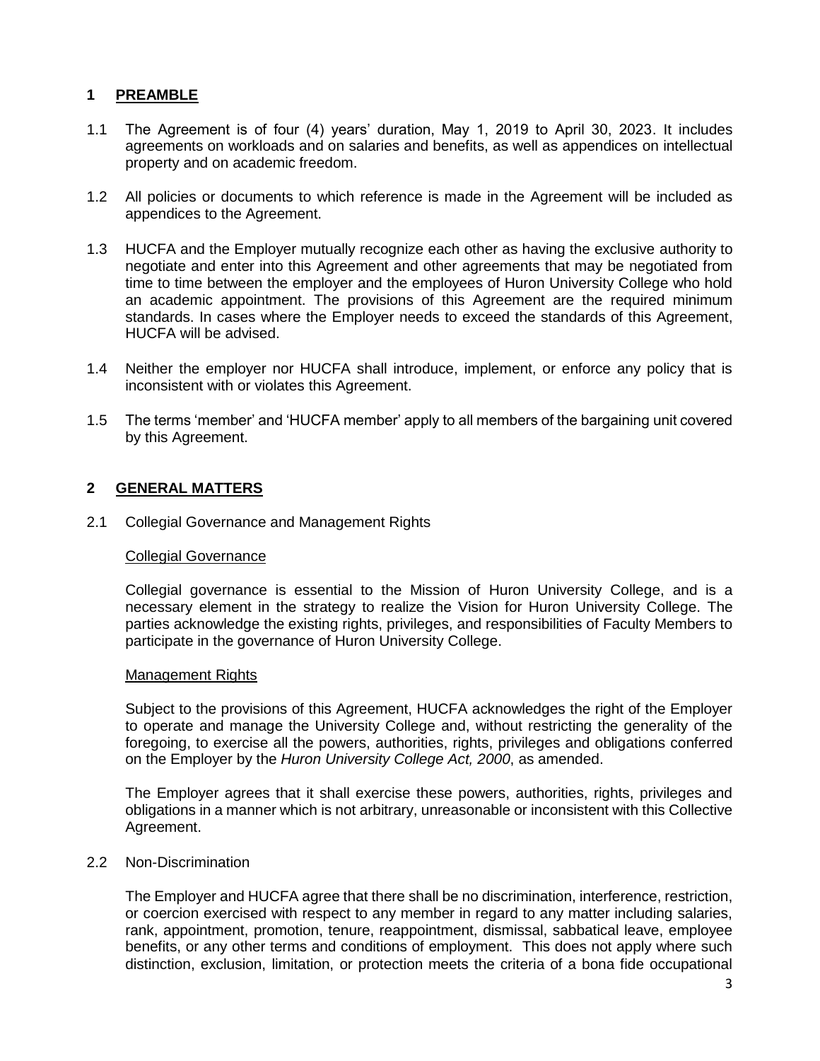## 1 PREAMBLE

1.1 The Agreement is of four (4) years' duration, May 1, 2019 to April 30, 2023. It includes agreements on workloads and on salaries and benefits, as well as appendices on intellectual property and on academic freedom.

1.2 All policies or documents to which reference is made in the Agreement will be included as appendices to the Agreement.

1.3 HUCFA and the Employer mutually recognize each other as having the exclusive authority to negotiate and enter into this Agreement and other agreements that may be negotiated from time to time between the employer and the employees of Huron University College who hold an academic appointment. The provisions of this Agreement are the required minimum standards. In cases where the Employer needs to exceed the standards of this Agreement, HUCFA will be advised.

1.4 Neither the employer nor HUCFA shall introduce, implement, or enforce any policy that is inconsistent with or violates this Agreement.

1.5 The terms 'member' and 'HUCFA member' apply to all members of the bargaining unit covered by this Agreement.

## 2 GENERAL MATTERS

2.1 Collegial Governance and Management Rights

Collegial Governance

Collegial governance is essential to the Mission of Huron University College, and is a necessary element in the strategy to realize the Vision for Huron University College. The parties acknowledge the existing rights, privileges, and responsibilities of Faculty Members to participate in the governance of Huron University College.

Management Rights

Subject to the provisions of this Agreement, HUCFA acknowledges the right of the Employer to operate and manage the University College and, without restricting the generality of the foregoing, to exercise all the powers, authorities, rights, privileges and obligations conferred on the Employer by the *Huron University College Act, 2000*, as amended.

The Employer agrees that it shall exercise these powers, authorities, rights, privileges and obligations in a manner which is not arbitrary, unreasonable or inconsistent with this Collective Agreement.

2.2 Non-Discrimination

The Employer and HUCFA agree that there shall be no discrimination, interference, restriction, or coercion exercised with respect to any member in regard to any matter including salaries, rank, appointment, promotion, tenure, reappointment, dismissal, sabbatical leave, employee benefits, or any other terms and conditions of employment. This does not apply where such distinction, exclusion, limitation, or protection meets the criteria of a bona fide occupational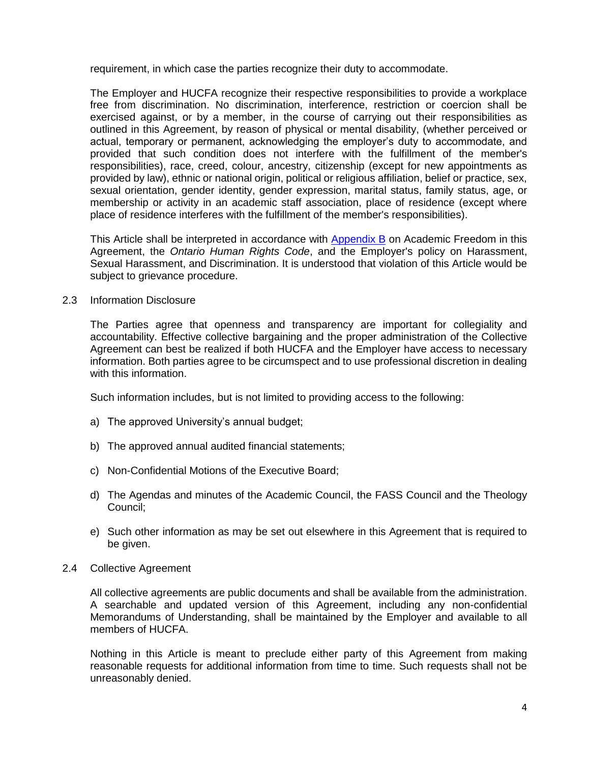requirement, in which case the parties recognize their duty to accommodate.

The Employer and HUCFA recognize their respective responsibilities to provide a workplace free from discrimination. No discrimination, interference, restriction or coercion shall be exercised against, or by a member, in the course of carrying out their responsibilities as outlined in this Agreement, by reason of physical or mental disability, (whether perceived or actual, temporary or permanent, acknowledging the employer's duty to accommodate, and provided that such condition does not interfere with the fulfillment of the member's responsibilities), race, creed, colour, ancestry, citizenship (except for new appointments as provided by law), ethnic or national origin, political or religious affiliation, belief or practice, sex, sexual orientation, gender identity, gender expression, marital status, family status, age, or membership or activity in an academic staff association, place of residence (except where place of residence interferes with the fulfillment of the member's responsibilities).

This Article shall be interpreted in accordance with Appendix B on Academic Freedom in this Agreement, the *Ontario Human Rights Code*, and the Employer's policy on Harassment, Sexual Harassment, and Discrimination. It is understood that violation of this Article would be subject to grievance procedure.

### 2.3 Information Disclosure

The Parties agree that openness and transparency are important for collegiality and accountability. Effective collective bargaining and the proper administration of the Collective Agreement can best be realized if both HUCFA and the Employer have access to necessary information. Both parties agree to be circumspect and to use professional discretion in dealing with this information.

Such information includes, but is not limited to providing access to the following:

a) The approved University's annual budget;

b) The approved annual audited financial statements;

c) Non-Confidential Motions of the Executive Board;

d) The Agendas and minutes of the Academic Council, the FASS Council and the Theology Council;

e) Such other information as may be set out elsewhere in this Agreement that is required to be given.

### 2.4 Collective Agreement

All collective agreements are public documents and shall be available from the administration. A searchable and updated version of this Agreement, including any non-confidential Memorandums of Understanding, shall be maintained by the Employer and available to all members of HUCFA.

Nothing in this Article is meant to preclude either party of this Agreement from making reasonable requests for additional information from time to time. Such requests shall not be unreasonably denied.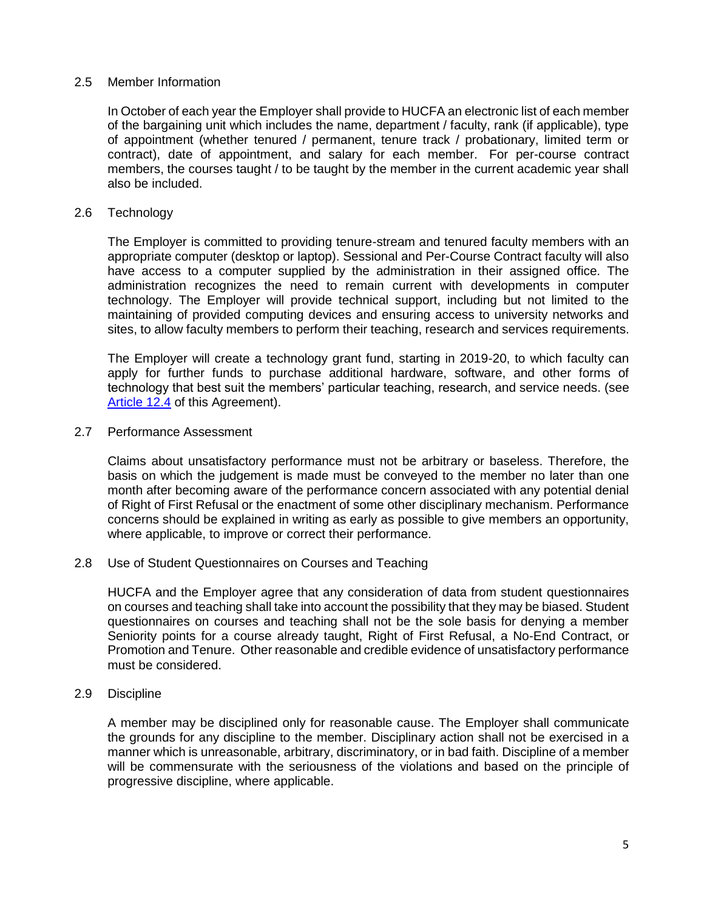### 2.5 Member Information

In October of each year the Employer shall provide to HUCFA an electronic list of each member of the bargaining unit which includes the name, department / faculty, rank (if applicable), type of appointment (whether tenured / permanent, tenure track / probationary, limited term or contract), date of appointment, and salary for each member. For per-course contract members, the courses taught / to be taught by the member in the current academic year shall also be included.

### 2.6 Technology

The Employer is committed to providing tenure-stream and tenured faculty members with an appropriate computer (desktop or laptop). Sessional and Per-Course Contract faculty will also have access to a computer supplied by the administration in their assigned office. The administration recognizes the need to remain current with developments in computer technology. The Employer will provide technical support, including but not limited to the maintaining of provided computing devices and ensuring access to university networks and sites, to allow faculty members to perform their teaching, research and services requirements.

The Employer will create a technology grant fund, starting in 2019-20, to which faculty can apply for further funds to purchase additional hardware, software, and other forms of technology that best suit the members' particular teaching, research, and service needs. (see Article 12.4 of this Agreement).

### 2.7 Performance Assessment

Claims about unsatisfactory performance must not be arbitrary or baseless. Therefore, the basis on which the judgement is made must be conveyed to the member no later than one month after becoming aware of the performance concern associated with any potential denial of Right of First Refusal or the enactment of some other disciplinary mechanism. Performance concerns should be explained in writing as early as possible to give members an opportunity, where applicable, to improve or correct their performance.

### 2.8 Use of Student Questionnaires on Courses and Teaching

HUCFA and the Employer agree that any consideration of data from student questionnaires on courses and teaching shall take into account the possibility that they may be biased. Student questionnaires on courses and teaching shall not be the sole basis for denying a member Seniority points for a course already taught, Right of First Refusal, a No-End Contract, or Promotion and Tenure. Other reasonable and credible evidence of unsatisfactory performance must be considered.

### 2.9 Discipline

A member may be disciplined only for reasonable cause. The Employer shall communicate the grounds for any discipline to the member. Disciplinary action shall not be exercised in a manner which is unreasonable, arbitrary, discriminatory, or in bad faith. Discipline of a member will be commensurate with the seriousness of the violations and based on the principle of progressive discipline, where applicable.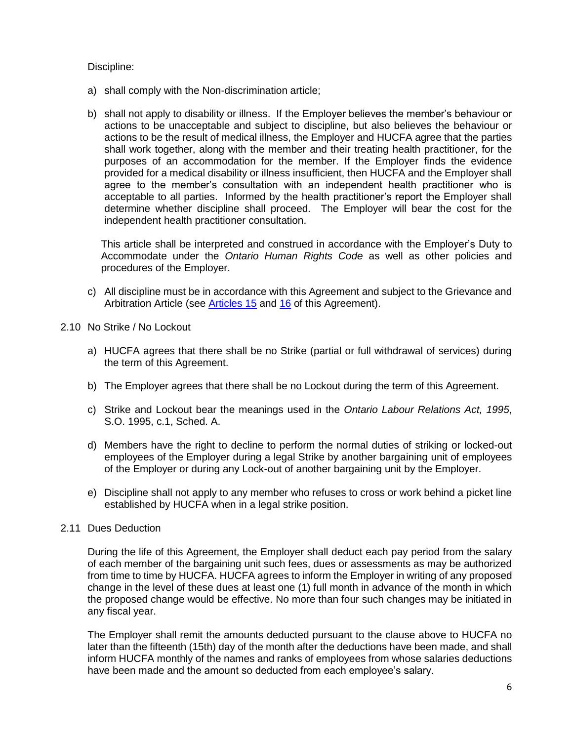Discipline:

a) shall comply with the Non-discrimination article;

b) shall not apply to disability or illness. If the Employer believes the member's behaviour or actions to be unacceptable and subject to discipline, but also believes the behaviour or actions to be the result of medical illness, the Employer and HUCFA agree that the parties shall work together, along with the member and their treating health practitioner, for the purposes of an accommodation for the member. If the Employer finds the evidence provided for a medical disability or illness insufficient, then HUCFA and the Employer shall agree to the member's consultation with an independent health practitioner who is acceptable to all parties. Informed by the health practitioner's report the Employer shall determine whether discipline shall proceed. The Employer will bear the cost for the independent health practitioner consultation.

   This article shall be interpreted and construed in accordance with the Employer's Duty to Accommodate under the *Ontario Human Rights Code* as well as other policies and procedures of the Employer.

c) All discipline must be in accordance with this Agreement and subject to the Grievance and Arbitration Article (see Articles 15 and 16 of this Agreement).

2.10 No Strike / No Lockout

a) HUCFA agrees that there shall be no Strike (partial or full withdrawal of services) during the term of this Agreement.

b) The Employer agrees that there shall be no Lockout during the term of this Agreement.

c) Strike and Lockout bear the meanings used in the *Ontario Labour Relations Act, 1995*, S.O. 1995, c.1, Sched. A.

d) Members have the right to decline to perform the normal duties of striking or locked-out employees of the Employer during a legal Strike by another bargaining unit of employees of the Employer or during any Lock-out of another bargaining unit by the Employer.

e) Discipline shall not apply to any member who refuses to cross or work behind a picket line established by HUCFA when in a legal strike position.

2.11 Dues Deduction

During the life of this Agreement, the Employer shall deduct each pay period from the salary of each member of the bargaining unit such fees, dues or assessments as may be authorized from time to time by HUCFA. HUCFA agrees to inform the Employer in writing of any proposed change in the level of these dues at least one (1) full month in advance of the month in which the proposed change would be effective. No more than four such changes may be initiated in any fiscal year.

The Employer shall remit the amounts deducted pursuant to the clause above to HUCFA no later than the fifteenth (15th) day of the month after the deductions have been made, and shall inform HUCFA monthly of the names and ranks of employees from whose salaries deductions have been made and the amount so deducted from each employee's salary.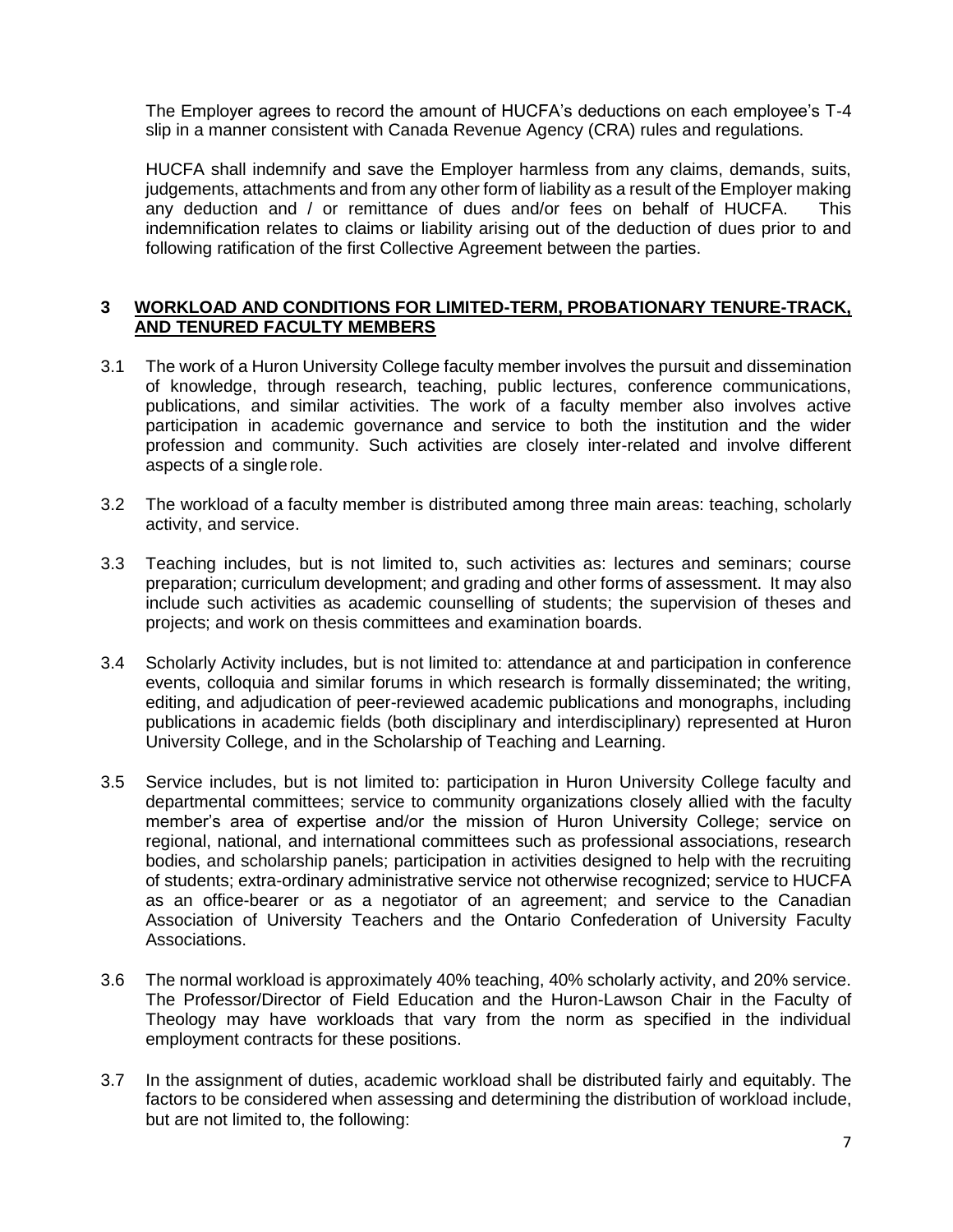The Employer agrees to record the amount of HUCFA's deductions on each employee's T-4 slip in a manner consistent with Canada Revenue Agency (CRA) rules and regulations.

HUCFA shall indemnify and save the Employer harmless from any claims, demands, suits, judgements, attachments and from any other form of liability as a result of the Employer making any deduction and / or remittance of dues and/or fees on behalf of HUCFA. This indemnification relates to claims or liability arising out of the deduction of dues prior to and following ratification of the first Collective Agreement between the parties.

## 3 WORKLOAD AND CONDITIONS FOR LIMITED-TERM, PROBATIONARY TENURE-TRACK, AND TENURED FACULTY MEMBERS

3.1 The work of a Huron University College faculty member involves the pursuit and dissemination of knowledge, through research, teaching, public lectures, conference communications, publications, and similar activities. The work of a faculty member also involves active participation in academic governance and service to both the institution and the wider profession and community. Such activities are closely inter-related and involve different aspects of a single role.

3.2 The workload of a faculty member is distributed among three main areas: teaching, scholarly activity, and service.

3.3 Teaching includes, but is not limited to, such activities as: lectures and seminars; course preparation; curriculum development; and grading and other forms of assessment. It may also include such activities as academic counselling of students; the supervision of theses and projects; and work on thesis committees and examination boards.

3.4 Scholarly Activity includes, but is not limited to: attendance at and participation in conference events, colloquia and similar forums in which research is formally disseminated; the writing, editing, and adjudication of peer-reviewed academic publications and monographs, including publications in academic fields (both disciplinary and interdisciplinary) represented at Huron University College, and in the Scholarship of Teaching and Learning.

3.5 Service includes, but is not limited to: participation in Huron University College faculty and departmental committees; service to community organizations closely allied with the faculty member's area of expertise and/or the mission of Huron University College; service on regional, national, and international committees such as professional associations, research bodies, and scholarship panels; participation in activities designed to help with the recruiting of students; extra-ordinary administrative service not otherwise recognized; service to HUCFA as an office-bearer or as a negotiator of an agreement; and service to the Canadian Association of University Teachers and the Ontario Confederation of University Faculty Associations.

3.6 The normal workload is approximately 40% teaching, 40% scholarly activity, and 20% service. The Professor/Director of Field Education and the Huron-Lawson Chair in the Faculty of Theology may have workloads that vary from the norm as specified in the individual employment contracts for these positions.

3.7 In the assignment of duties, academic workload shall be distributed fairly and equitably. The factors to be considered when assessing and determining the distribution of workload include, but are not limited to, the following: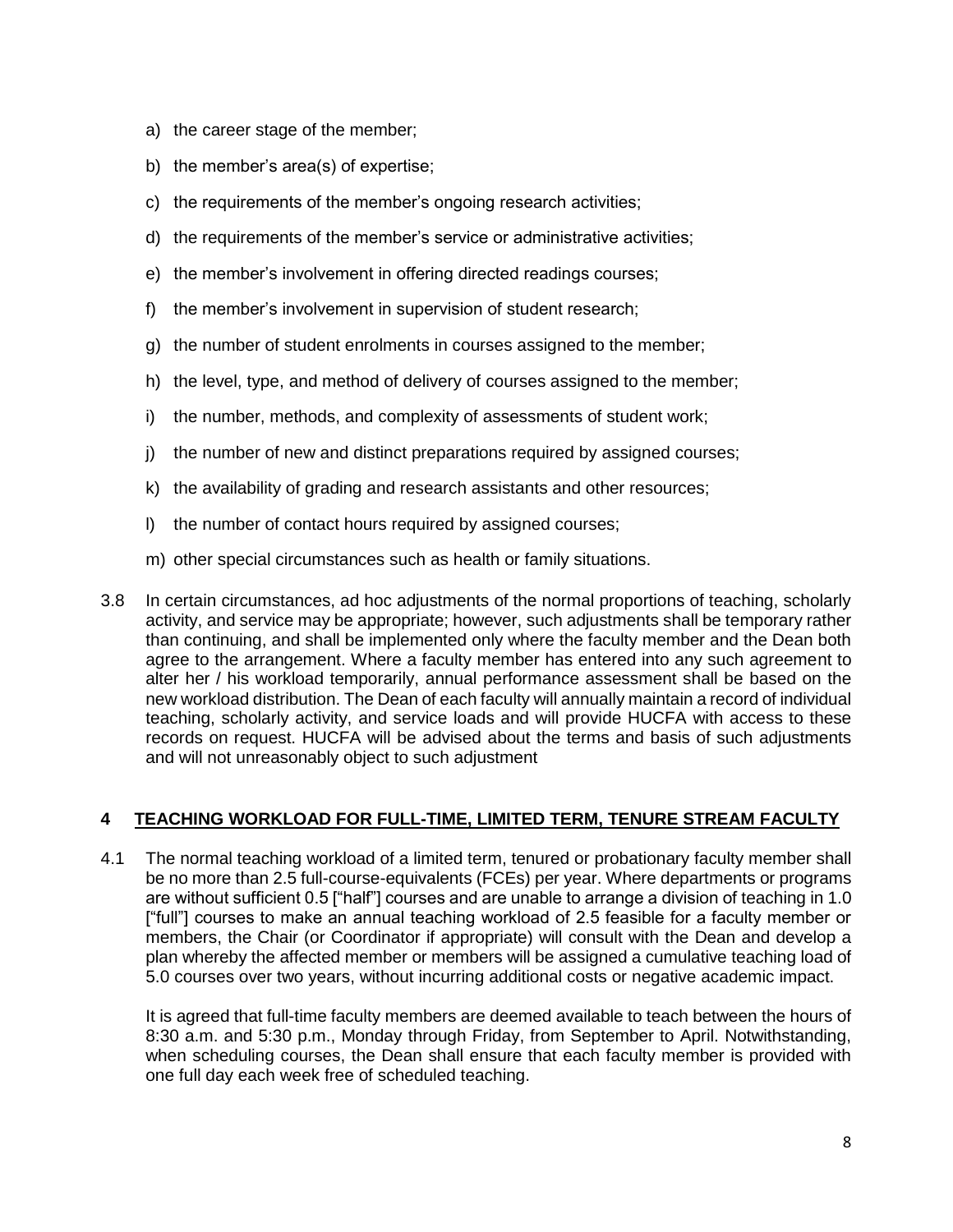a) the career stage of the member;

b) the member's area(s) of expertise;

c) the requirements of the member's ongoing research activities;

d) the requirements of the member's service or administrative activities;

e) the member's involvement in offering directed readings courses;

f) the member's involvement in supervision of student research;

g) the number of student enrolments in courses assigned to the member;

h) the level, type, and method of delivery of courses assigned to the member;

i) the number, methods, and complexity of assessments of student work;

j) the number of new and distinct preparations required by assigned courses;

k) the availability of grading and research assistants and other resources;

l) the number of contact hours required by assigned courses;

m) other special circumstances such as health or family situations.

3.8 In certain circumstances, ad hoc adjustments of the normal proportions of teaching, scholarly activity, and service may be appropriate; however, such adjustments shall be temporary rather than continuing, and shall be implemented only where the faculty member and the Dean both agree to the arrangement. Where a faculty member has entered into any such agreement to alter her / his workload temporarily, annual performance assessment shall be based on the new workload distribution. The Dean of each faculty will annually maintain a record of individual teaching, scholarly activity, and service loads and will provide HUCFA with access to these records on request. HUCFA will be advised about the terms and basis of such adjustments and will not unreasonably object to such adjustment

## 4 TEACHING WORKLOAD FOR FULL-TIME, LIMITED TERM, TENURE STREAM FACULTY

4.1 The normal teaching workload of a limited term, tenured or probationary faculty member shall be no more than 2.5 full-course-equivalents (FCEs) per year. Where departments or programs are without sufficient 0.5 ["half"] courses and are unable to arrange a division of teaching in 1.0 ["full"] courses to make an annual teaching workload of 2.5 feasible for a faculty member or members, the Chair (or Coordinator if appropriate) will consult with the Dean and develop a plan whereby the affected member or members will be assigned a cumulative teaching load of 5.0 courses over two years, without incurring additional costs or negative academic impact.

It is agreed that full-time faculty members are deemed available to teach between the hours of 8:30 a.m. and 5:30 p.m., Monday through Friday, from September to April. Notwithstanding, when scheduling courses, the Dean shall ensure that each faculty member is provided with one full day each week free of scheduled teaching.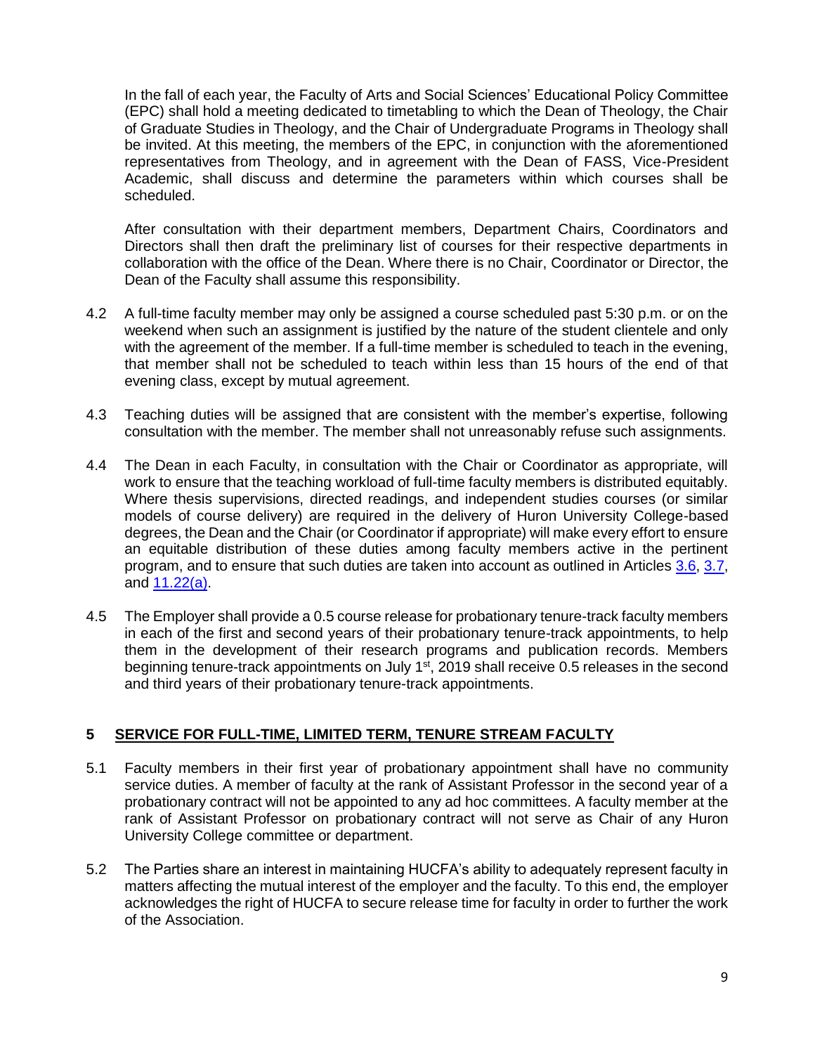In the fall of each year, the Faculty of Arts and Social Sciences' Educational Policy Committee (EPC) shall hold a meeting dedicated to timetabling to which the Dean of Theology, the Chair of Graduate Studies in Theology, and the Chair of Undergraduate Programs in Theology shall be invited. At this meeting, the members of the EPC, in conjunction with the aforementioned representatives from Theology, and in agreement with the Dean of FASS, Vice-President Academic, shall discuss and determine the parameters within which courses shall be scheduled.

After consultation with their department members, Department Chairs, Coordinators and Directors shall then draft the preliminary list of courses for their respective departments in collaboration with the office of the Dean. Where there is no Chair, Coordinator or Director, the Dean of the Faculty shall assume this responsibility.

4.2 A full-time faculty member may only be assigned a course scheduled past 5:30 p.m. or on the weekend when such an assignment is justified by the nature of the student clientele and only with the agreement of the member. If a full-time member is scheduled to teach in the evening, that member shall not be scheduled to teach within less than 15 hours of the end of that evening class, except by mutual agreement.

4.3 Teaching duties will be assigned that are consistent with the member's expertise, following consultation with the member. The member shall not unreasonably refuse such assignments.

4.4 The Dean in each Faculty, in consultation with the Chair or Coordinator as appropriate, will work to ensure that the teaching workload of full-time faculty members is distributed equitably. Where thesis supervisions, directed readings, and independent studies courses (or similar models of course delivery) are required in the delivery of Huron University College-based degrees, the Dean and the Chair (or Coordinator if appropriate) will make every effort to ensure an equitable distribution of these duties among faculty members active in the pertinent program, and to ensure that such duties are taken into account as outlined in Articles 3.6, 3.7, and 11.22(a).

4.5 The Employer shall provide a 0.5 course release for probationary tenure-track faculty members in each of the first and second years of their probationary tenure-track appointments, to help them in the development of their research programs and publication records. Members beginning tenure-track appointments on July 1st, 2019 shall receive 0.5 releases in the second and third years of their probationary tenure-track appointments.

## 5 SERVICE FOR FULL-TIME, LIMITED TERM, TENURE STREAM FACULTY

5.1 Faculty members in their first year of probationary appointment shall have no community service duties. A member of faculty at the rank of Assistant Professor in the second year of a probationary contract will not be appointed to any ad hoc committees. A faculty member at the rank of Assistant Professor on probationary contract will not serve as Chair of any Huron University College committee or department.

5.2 The Parties share an interest in maintaining HUCFA's ability to adequately represent faculty in matters affecting the mutual interest of the employer and the faculty. To this end, the employer acknowledges the right of HUCFA to secure release time for faculty in order to further the work of the Association.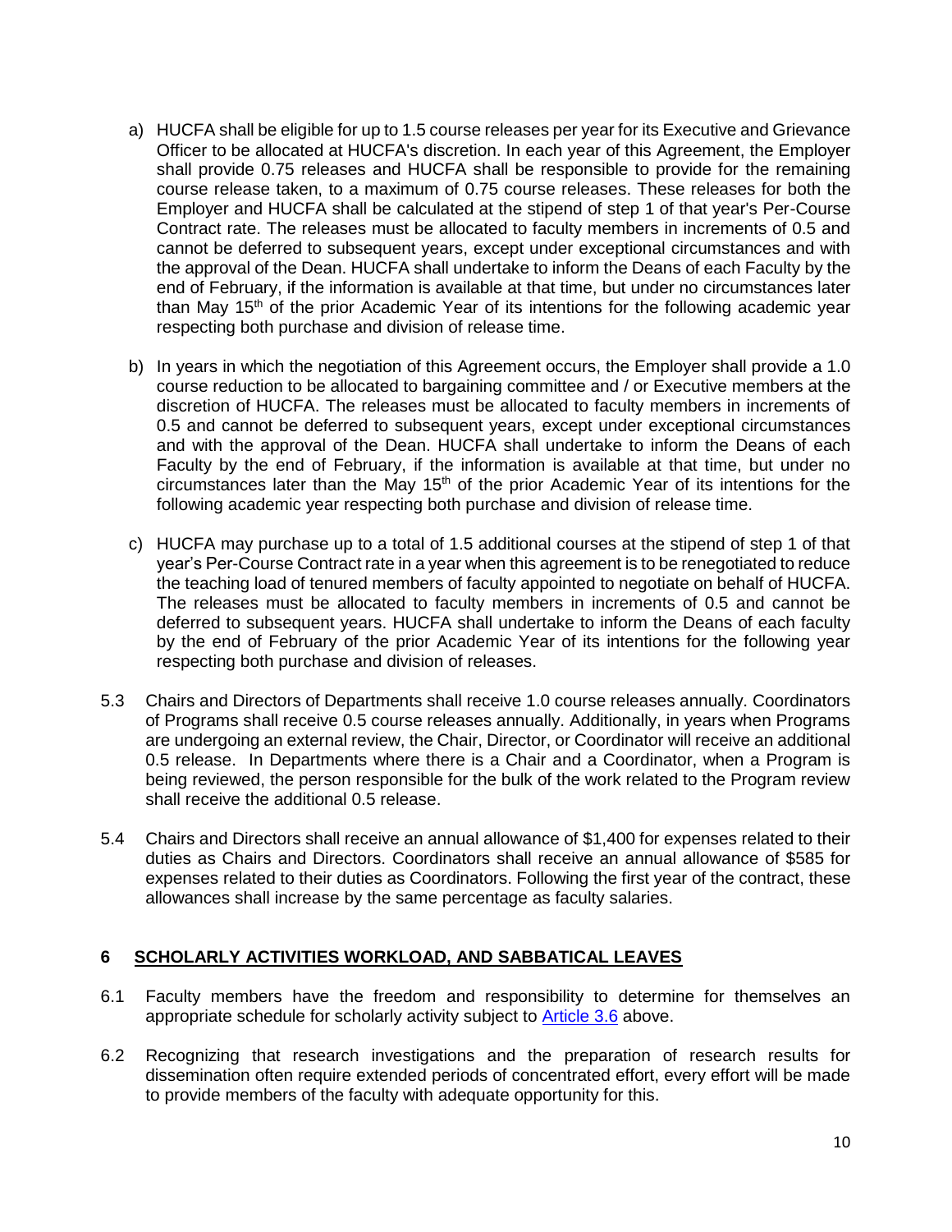a) HUCFA shall be eligible for up to 1.5 course releases per year for its Executive and Grievance Officer to be allocated at HUCFA's discretion. In each year of this Agreement, the Employer shall provide 0.75 releases and HUCFA shall be responsible to provide for the remaining course release taken, to a maximum of 0.75 course releases. These releases for both the Employer and HUCFA shall be calculated at the stipend of step 1 of that year's Per-Course Contract rate. The releases must be allocated to faculty members in increments of 0.5 and cannot be deferred to subsequent years, except under exceptional circumstances and with the approval of the Dean. HUCFA shall undertake to inform the Deans of each Faculty by the end of February, if the information is available at that time, but under no circumstances later than May 15th of the prior Academic Year of its intentions for the following academic year respecting both purchase and division of release time.

b) In years in which the negotiation of this Agreement occurs, the Employer shall provide a 1.0 course reduction to be allocated to bargaining committee and / or Executive members at the discretion of HUCFA. The releases must be allocated to faculty members in increments of 0.5 and cannot be deferred to subsequent years, except under exceptional circumstances and with the approval of the Dean. HUCFA shall undertake to inform the Deans of each Faculty by the end of February, if the information is available at that time, but under no circumstances later than the May 15th of the prior Academic Year of its intentions for the following academic year respecting both purchase and division of release time.

c) HUCFA may purchase up to a total of 1.5 additional courses at the stipend of step 1 of that year's Per-Course Contract rate in a year when this agreement is to be renegotiated to reduce the teaching load of tenured members of faculty appointed to negotiate on behalf of HUCFA. The releases must be allocated to faculty members in increments of 0.5 and cannot be deferred to subsequent years. HUCFA shall undertake to inform the Deans of each faculty by the end of February of the prior Academic Year of its intentions for the following year respecting both purchase and division of releases.

5.3 Chairs and Directors of Departments shall receive 1.0 course releases annually. Coordinators of Programs shall receive 0.5 course releases annually. Additionally, in years when Programs are undergoing an external review, the Chair, Director, or Coordinator will receive an additional 0.5 release. In Departments where there is a Chair and a Coordinator, when a Program is being reviewed, the person responsible for the bulk of the work related to the Program review shall receive the additional 0.5 release.

5.4 Chairs and Directors shall receive an annual allowance of $1,400 for expenses related to their duties as Chairs and Directors. Coordinators shall receive an annual allowance of $585 for expenses related to their duties as Coordinators. Following the first year of the contract, these allowances shall increase by the same percentage as faculty salaries.

## 6 SCHOLARLY ACTIVITIES WORKLOAD, AND SABBATICAL LEAVES

6.1 Faculty members have the freedom and responsibility to determine for themselves an appropriate schedule for scholarly activity subject to Article 3.6 above.

6.2 Recognizing that research investigations and the preparation of research results for dissemination often require extended periods of concentrated effort, every effort will be made to provide members of the faculty with adequate opportunity for this.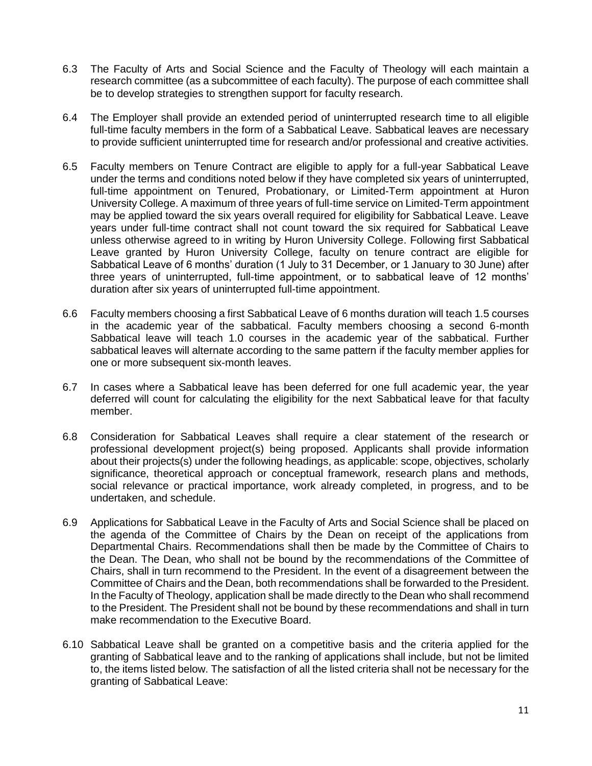6.3 The Faculty of Arts and Social Science and the Faculty of Theology will each maintain a research committee (as a subcommittee of each faculty). The purpose of each committee shall be to develop strategies to strengthen support for faculty research.

6.4 The Employer shall provide an extended period of uninterrupted research time to all eligible full-time faculty members in the form of a Sabbatical Leave. Sabbatical leaves are necessary to provide sufficient uninterrupted time for research and/or professional and creative activities.

6.5 Faculty members on Tenure Contract are eligible to apply for a full-year Sabbatical Leave under the terms and conditions noted below if they have completed six years of uninterrupted, full-time appointment on Tenured, Probationary, or Limited-Term appointment at Huron University College. A maximum of three years of full-time service on Limited-Term appointment may be applied toward the six years overall required for eligibility for Sabbatical Leave. Leave years under full-time contract shall not count toward the six required for Sabbatical Leave unless otherwise agreed to in writing by Huron University College. Following first Sabbatical Leave granted by Huron University College, faculty on tenure contract are eligible for Sabbatical Leave of 6 months' duration (1 July to 31 December, or 1 January to 30 June) after three years of uninterrupted, full-time appointment, or to sabbatical leave of 12 months' duration after six years of uninterrupted full-time appointment.

6.6 Faculty members choosing a first Sabbatical Leave of 6 months duration will teach 1.5 courses in the academic year of the sabbatical. Faculty members choosing a second 6-month Sabbatical leave will teach 1.0 courses in the academic year of the sabbatical. Further sabbatical leaves will alternate according to the same pattern if the faculty member applies for one or more subsequent six-month leaves.

6.7 In cases where a Sabbatical leave has been deferred for one full academic year, the year deferred will count for calculating the eligibility for the next Sabbatical leave for that faculty member.

6.8 Consideration for Sabbatical Leaves shall require a clear statement of the research or professional development project(s) being proposed. Applicants shall provide information about their projects(s) under the following headings, as applicable: scope, objectives, scholarly significance, theoretical approach or conceptual framework, research plans and methods, social relevance or practical importance, work already completed, in progress, and to be undertaken, and schedule.

6.9 Applications for Sabbatical Leave in the Faculty of Arts and Social Science shall be placed on the agenda of the Committee of Chairs by the Dean on receipt of the applications from Departmental Chairs. Recommendations shall then be made by the Committee of Chairs to the Dean. The Dean, who shall not be bound by the recommendations of the Committee of Chairs, shall in turn recommend to the President. In the event of a disagreement between the Committee of Chairs and the Dean, both recommendations shall be forwarded to the President. In the Faculty of Theology, application shall be made directly to the Dean who shall recommend to the President. The President shall not be bound by these recommendations and shall in turn make recommendation to the Executive Board.

6.10 Sabbatical Leave shall be granted on a competitive basis and the criteria applied for the granting of Sabbatical leave and to the ranking of applications shall include, but not be limited to, the items listed below. The satisfaction of all the listed criteria shall not be necessary for the granting of Sabbatical Leave: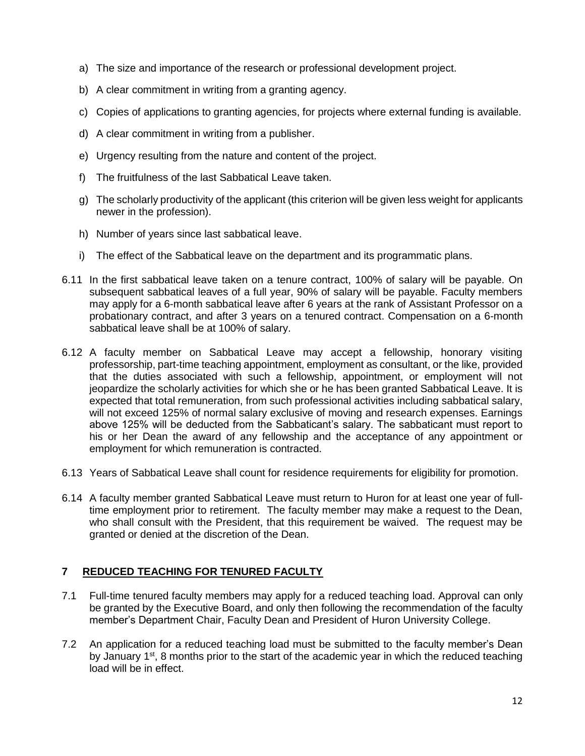a) The size and importance of the research or professional development project.

b) A clear commitment in writing from a granting agency.

c) Copies of applications to granting agencies, for projects where external funding is available.

d) A clear commitment in writing from a publisher.

e) Urgency resulting from the nature and content of the project.

f) The fruitfulness of the last Sabbatical Leave taken.

g) The scholarly productivity of the applicant (this criterion will be given less weight for applicants newer in the profession).

h) Number of years since last sabbatical leave.

i) The effect of the Sabbatical leave on the department and its programmatic plans.

6.11 In the first sabbatical leave taken on a tenure contract, 100% of salary will be payable. On subsequent sabbatical leaves of a full year, 90% of salary will be payable. Faculty members may apply for a 6-month sabbatical leave after 6 years at the rank of Assistant Professor on a probationary contract, and after 3 years on a tenured contract. Compensation on a 6-month sabbatical leave shall be at 100% of salary.

6.12 A faculty member on Sabbatical Leave may accept a fellowship, honorary visiting professorship, part-time teaching appointment, employment as consultant, or the like, provided that the duties associated with such a fellowship, appointment, or employment will not jeopardize the scholarly activities for which she or he has been granted Sabbatical Leave. It is expected that total remuneration, from such professional activities including sabbatical salary, will not exceed 125% of normal salary exclusive of moving and research expenses. Earnings above 125% will be deducted from the Sabbaticant's salary. The sabbaticant must report to his or her Dean the award of any fellowship and the acceptance of any appointment or employment for which remuneration is contracted.

6.13 Years of Sabbatical Leave shall count for residence requirements for eligibility for promotion.

6.14 A faculty member granted Sabbatical Leave must return to Huron for at least one year of full-time employment prior to retirement. The faculty member may make a request to the Dean, who shall consult with the President, that this requirement be waived. The request may be granted or denied at the discretion of the Dean.

## 7 REDUCED TEACHING FOR TENURED FACULTY

7.1 Full-time tenured faculty members may apply for a reduced teaching load. Approval can only be granted by the Executive Board, and only then following the recommendation of the faculty member's Department Chair, Faculty Dean and President of Huron University College.

7.2 An application for a reduced teaching load must be submitted to the faculty member's Dean by January 1st, 8 months prior to the start of the academic year in which the reduced teaching load will be in effect.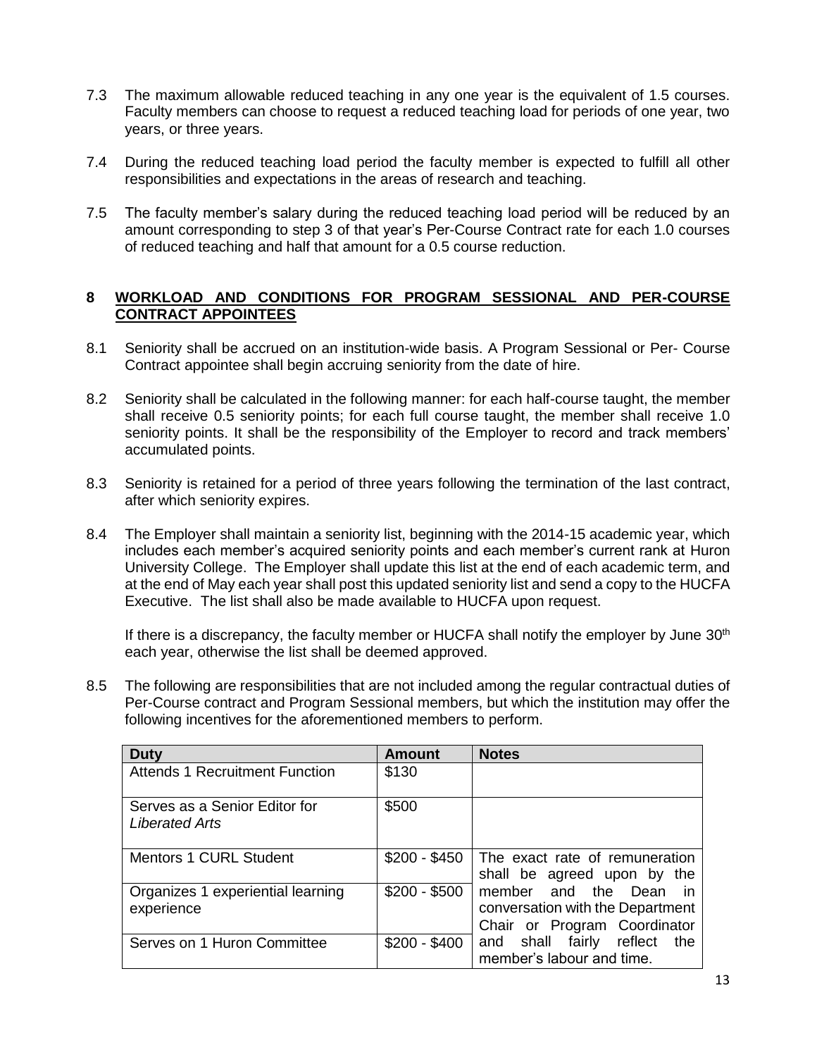7.3 The maximum allowable reduced teaching in any one year is the equivalent of 1.5 courses. Faculty members can choose to request a reduced teaching load for periods of one year, two years, or three years.

7.4 During the reduced teaching load period the faculty member is expected to fulfill all other responsibilities and expectations in the areas of research and teaching.

7.5 The faculty member's salary during the reduced teaching load period will be reduced by an amount corresponding to step 3 of that year's Per-Course Contract rate for each 1.0 courses of reduced teaching and half that amount for a 0.5 course reduction.

## 8 WORKLOAD AND CONDITIONS FOR PROGRAM SESSIONAL AND PER-COURSE CONTRACT APPOINTEES

8.1 Seniority shall be accrued on an institution-wide basis. A Program Sessional or Per- Course Contract appointee shall begin accruing seniority from the date of hire.

8.2 Seniority shall be calculated in the following manner: for each half-course taught, the member shall receive 0.5 seniority points; for each full course taught, the member shall receive 1.0 seniority points. It shall be the responsibility of the Employer to record and track members' accumulated points.

8.3 Seniority is retained for a period of three years following the termination of the last contract, after which seniority expires.

8.4 The Employer shall maintain a seniority list, beginning with the 2014-15 academic year, which includes each member's acquired seniority points and each member's current rank at Huron University College. The Employer shall update this list at the end of each academic term, and at the end of May each year shall post this updated seniority list and send a copy to the HUCFA Executive. The list shall also be made available to HUCFA upon request.

If there is a discrepancy, the faculty member or HUCFA shall notify the employer by June 30th each year, otherwise the list shall be deemed approved.

8.5 The following are responsibilities that are not included among the regular contractual duties of Per-Course contract and Program Sessional members, but which the institution may offer the following incentives for the aforementioned members to perform.

| Duty | Amount | Notes |
|---|---|---|
| Attends 1 Recruitment Function | \$130 | |
| Serves as a Senior Editor for *Liberated Arts* | \$500 | |
| Mentors 1 CURL Student | \$200 - \$450 | The exact rate of remuneration shall be agreed upon by the member and the Dean in conversation with the Department Chair or Program Coordinator and shall fairly reflect the member's labour and time. |
| Organizes 1 experiential learning experience | \$200 - \$500 | |
| Serves on 1 Huron Committee | \$200 - \$400 | |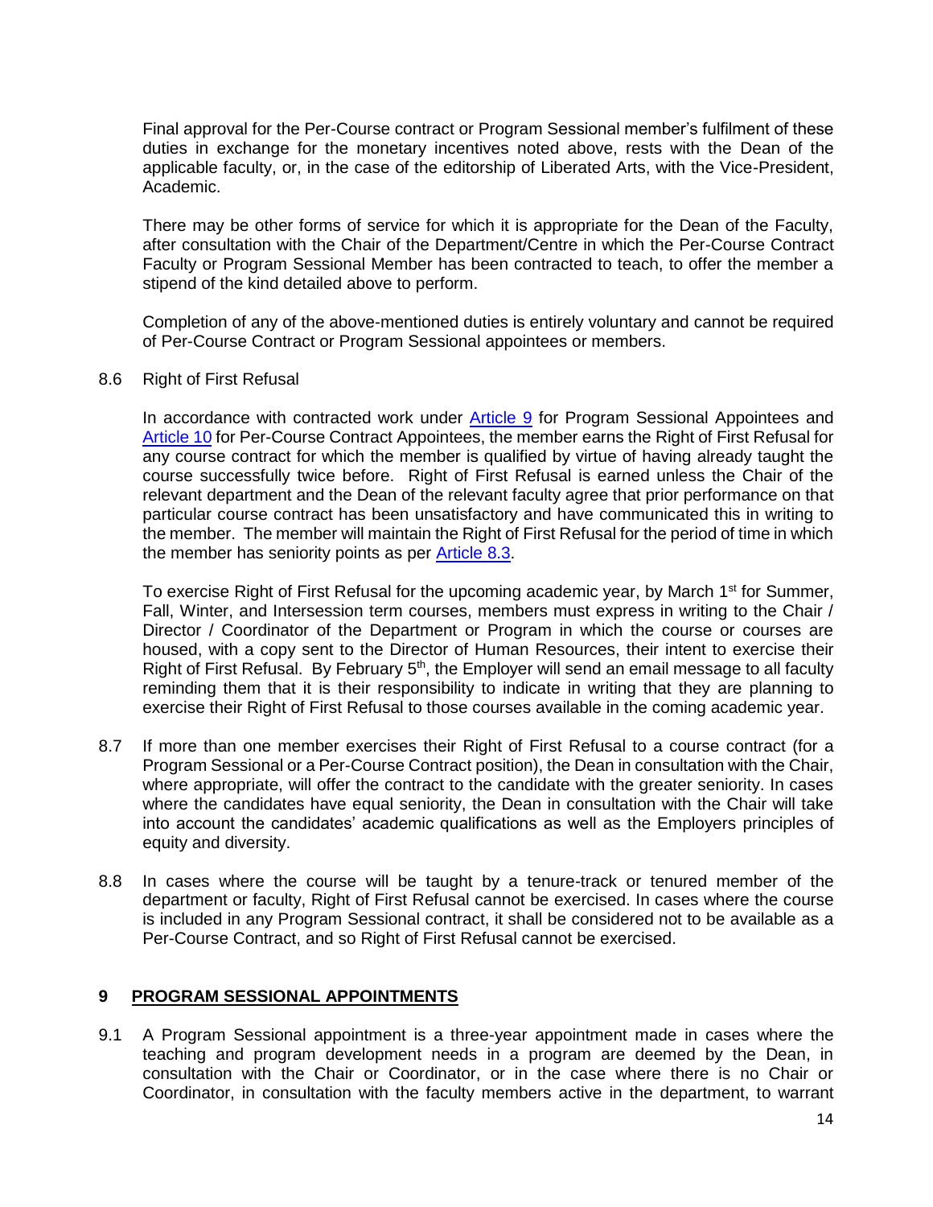Final approval for the Per-Course contract or Program Sessional member's fulfilment of these duties in exchange for the monetary incentives noted above, rests with the Dean of the applicable faculty, or, in the case of the editorship of Liberated Arts, with the Vice-President, Academic.

There may be other forms of service for which it is appropriate for the Dean of the Faculty, after consultation with the Chair of the Department/Centre in which the Per-Course Contract Faculty or Program Sessional Member has been contracted to teach, to offer the member a stipend of the kind detailed above to perform.

Completion of any of the above-mentioned duties is entirely voluntary and cannot be required of Per-Course Contract or Program Sessional appointees or members.

8.6 Right of First Refusal

In accordance with contracted work under Article 9 for Program Sessional Appointees and Article 10 for Per-Course Contract Appointees, the member earns the Right of First Refusal for any course contract for which the member is qualified by virtue of having already taught the course successfully twice before. Right of First Refusal is earned unless the Chair of the relevant department and the Dean of the relevant faculty agree that prior performance on that particular course contract has been unsatisfactory and have communicated this in writing to the member. The member will maintain the Right of First Refusal for the period of time in which the member has seniority points as per Article 8.3.

To exercise Right of First Refusal for the upcoming academic year, by March 1st for Summer, Fall, Winter, and Intersession term courses, members must express in writing to the Chair / Director / Coordinator of the Department or Program in which the course or courses are housed, with a copy sent to the Director of Human Resources, their intent to exercise their Right of First Refusal. By February 5th, the Employer will send an email message to all faculty reminding them that it is their responsibility to indicate in writing that they are planning to exercise their Right of First Refusal to those courses available in the coming academic year.

8.7 If more than one member exercises their Right of First Refusal to a course contract (for a Program Sessional or a Per-Course Contract position), the Dean in consultation with the Chair, where appropriate, will offer the contract to the candidate with the greater seniority. In cases where the candidates have equal seniority, the Dean in consultation with the Chair will take into account the candidates' academic qualifications as well as the Employers principles of equity and diversity.

8.8 In cases where the course will be taught by a tenure-track or tenured member of the department or faculty, Right of First Refusal cannot be exercised. In cases where the course is included in any Program Sessional contract, it shall be considered not to be available as a Per-Course Contract, and so Right of First Refusal cannot be exercised.

## 9 PROGRAM SESSIONAL APPOINTMENTS

9.1 A Program Sessional appointment is a three-year appointment made in cases where the teaching and program development needs in a program are deemed by the Dean, in consultation with the Chair or Coordinator, or in the case where there is no Chair or Coordinator, in consultation with the faculty members active in the department, to warrant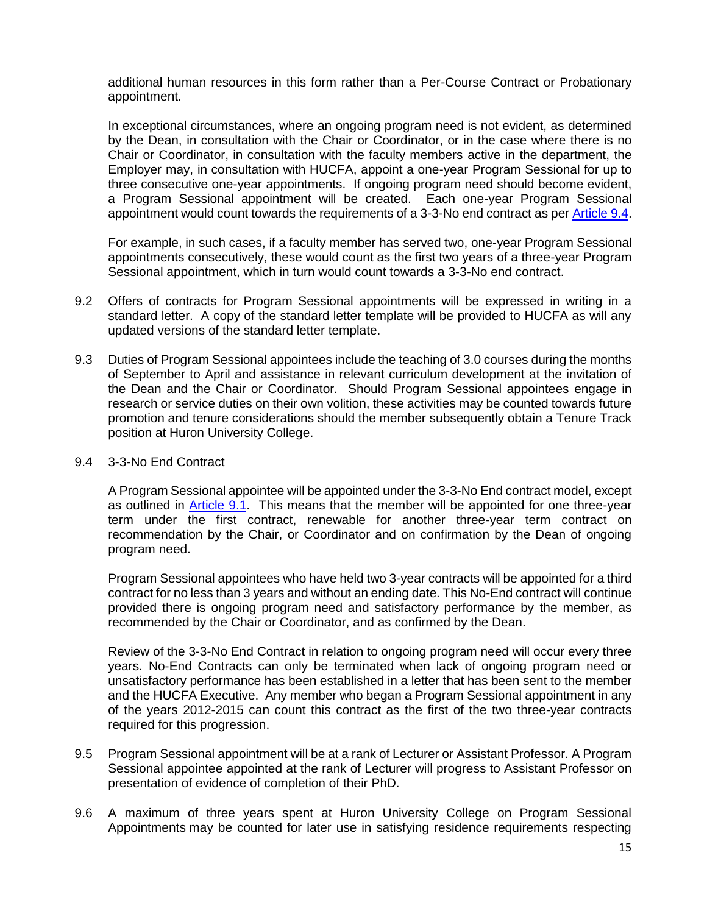additional human resources in this form rather than a Per-Course Contract or Probationary appointment.

In exceptional circumstances, where an ongoing program need is not evident, as determined by the Dean, in consultation with the Chair or Coordinator, or in the case where there is no Chair or Coordinator, in consultation with the faculty members active in the department, the Employer may, in consultation with HUCFA, appoint a one-year Program Sessional for up to three consecutive one-year appointments. If ongoing program need should become evident, a Program Sessional appointment will be created. Each one-year Program Sessional appointment would count towards the requirements of a 3-3-No end contract as per Article 9.4.

For example, in such cases, if a faculty member has served two, one-year Program Sessional appointments consecutively, these would count as the first two years of a three-year Program Sessional appointment, which in turn would count towards a 3-3-No end contract.

9.2 Offers of contracts for Program Sessional appointments will be expressed in writing in a standard letter. A copy of the standard letter template will be provided to HUCFA as will any updated versions of the standard letter template.

9.3 Duties of Program Sessional appointees include the teaching of 3.0 courses during the months of September to April and assistance in relevant curriculum development at the invitation of the Dean and the Chair or Coordinator. Should Program Sessional appointees engage in research or service duties on their own volition, these activities may be counted towards future promotion and tenure considerations should the member subsequently obtain a Tenure Track position at Huron University College.

9.4 3-3-No End Contract

A Program Sessional appointee will be appointed under the 3-3-No End contract model, except as outlined in Article 9.1. This means that the member will be appointed for one three-year term under the first contract, renewable for another three-year term contract on recommendation by the Chair, or Coordinator and on confirmation by the Dean of ongoing program need.

Program Sessional appointees who have held two 3-year contracts will be appointed for a third contract for no less than 3 years and without an ending date. This No-End contract will continue provided there is ongoing program need and satisfactory performance by the member, as recommended by the Chair or Coordinator, and as confirmed by the Dean.

Review of the 3-3-No End Contract in relation to ongoing program need will occur every three years. No-End Contracts can only be terminated when lack of ongoing program need or unsatisfactory performance has been established in a letter that has been sent to the member and the HUCFA Executive. Any member who began a Program Sessional appointment in any of the years 2012-2015 can count this contract as the first of the two three-year contracts required for this progression.

9.5 Program Sessional appointment will be at a rank of Lecturer or Assistant Professor. A Program Sessional appointee appointed at the rank of Lecturer will progress to Assistant Professor on presentation of evidence of completion of their PhD.

9.6 A maximum of three years spent at Huron University College on Program Sessional Appointments may be counted for later use in satisfying residence requirements respecting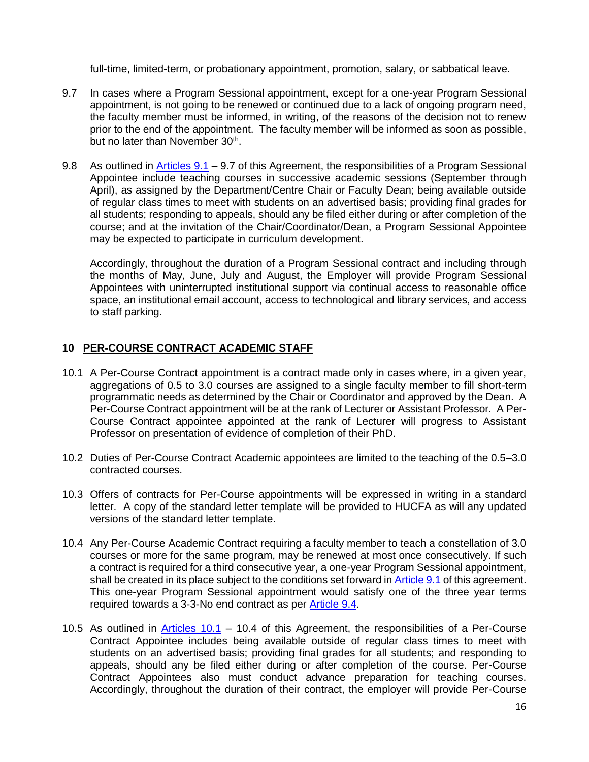full-time, limited-term, or probationary appointment, promotion, salary, or sabbatical leave.

9.7 In cases where a Program Sessional appointment, except for a one-year Program Sessional appointment, is not going to be renewed or continued due to a lack of ongoing program need, the faculty member must be informed, in writing, of the reasons of the decision not to renew prior to the end of the appointment. The faculty member will be informed as soon as possible, but no later than November 30th.

9.8 As outlined in Articles 9.1 – 9.7 of this Agreement, the responsibilities of a Program Sessional Appointee include teaching courses in successive academic sessions (September through April), as assigned by the Department/Centre Chair or Faculty Dean; being available outside of regular class times to meet with students on an advertised basis; providing final grades for all students; responding to appeals, should any be filed either during or after completion of the course; and at the invitation of the Chair/Coordinator/Dean, a Program Sessional Appointee may be expected to participate in curriculum development.

Accordingly, throughout the duration of a Program Sessional contract and including through the months of May, June, July and August, the Employer will provide Program Sessional Appointees with uninterrupted institutional support via continual access to reasonable office space, an institutional email account, access to technological and library services, and access to staff parking.

## 10 PER-COURSE CONTRACT ACADEMIC STAFF

10.1 A Per-Course Contract appointment is a contract made only in cases where, in a given year, aggregations of 0.5 to 3.0 courses are assigned to a single faculty member to fill short-term programmatic needs as determined by the Chair or Coordinator and approved by the Dean. A Per-Course Contract appointment will be at the rank of Lecturer or Assistant Professor. A Per-Course Contract appointee appointed at the rank of Lecturer will progress to Assistant Professor on presentation of evidence of completion of their PhD.

10.2 Duties of Per-Course Contract Academic appointees are limited to the teaching of the 0.5–3.0 contracted courses.

10.3 Offers of contracts for Per-Course appointments will be expressed in writing in a standard letter. A copy of the standard letter template will be provided to HUCFA as will any updated versions of the standard letter template.

10.4 Any Per-Course Academic Contract requiring a faculty member to teach a constellation of 3.0 courses or more for the same program, may be renewed at most once consecutively. If such a contract is required for a third consecutive year, a one-year Program Sessional appointment, shall be created in its place subject to the conditions set forward in Article 9.1 of this agreement. This one-year Program Sessional appointment would satisfy one of the three year terms required towards a 3-3-No end contract as per Article 9.4.

10.5 As outlined in Articles 10.1 – 10.4 of this Agreement, the responsibilities of a Per-Course Contract Appointee includes being available outside of regular class times to meet with students on an advertised basis; providing final grades for all students; and responding to appeals, should any be filed either during or after completion of the course. Per-Course Contract Appointees also must conduct advance preparation for teaching courses. Accordingly, throughout the duration of their contract, the employer will provide Per-Course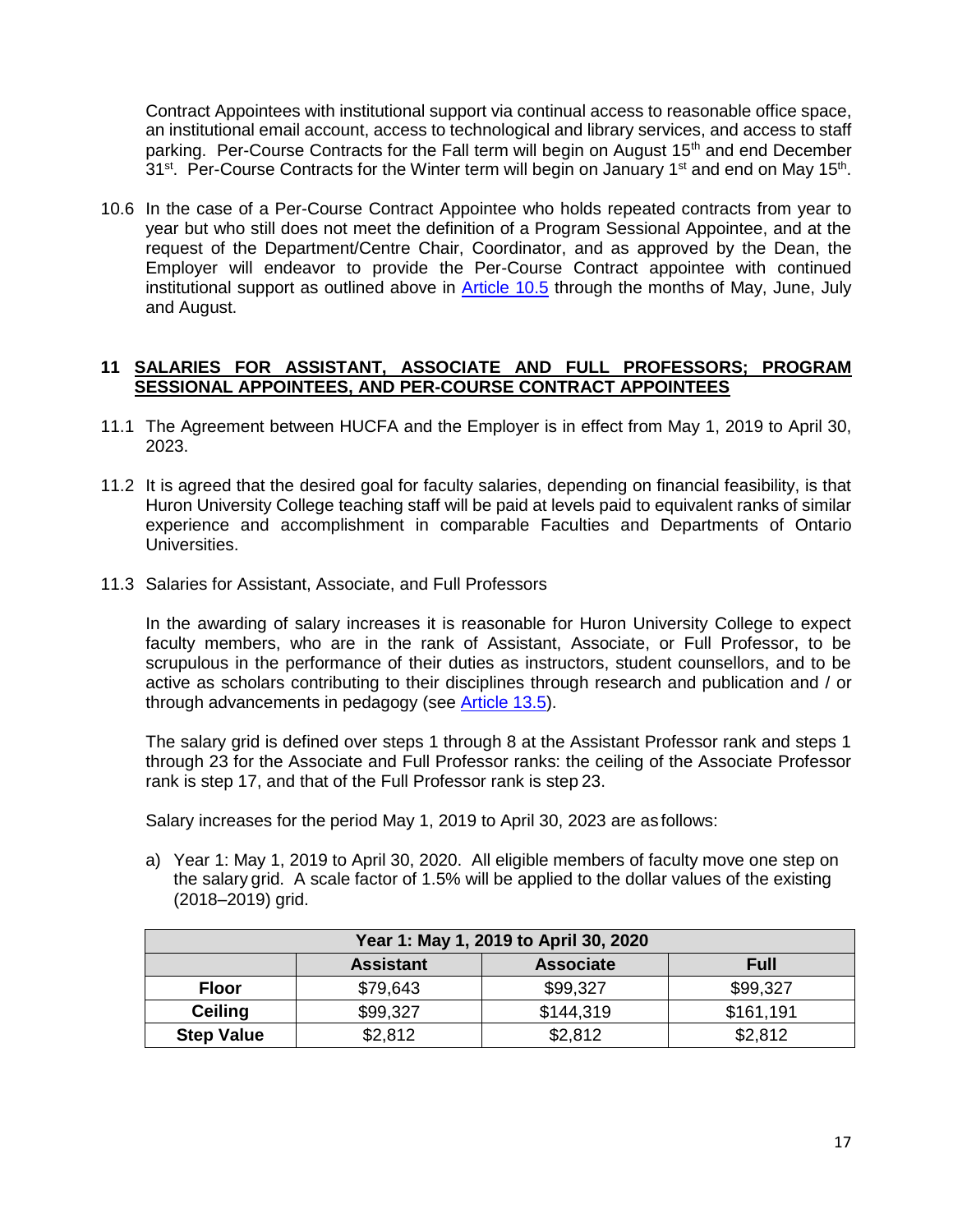Contract Appointees with institutional support via continual access to reasonable office space, an institutional email account, access to technological and library services, and access to staff parking. Per-Course Contracts for the Fall term will begin on August 15th and end December 31st. Per-Course Contracts for the Winter term will begin on January 1st and end on May 15th.

10.6 In the case of a Per-Course Contract Appointee who holds repeated contracts from year to year but who still does not meet the definition of a Program Sessional Appointee, and at the request of the Department/Centre Chair, Coordinator, and as approved by the Dean, the Employer will endeavor to provide the Per-Course Contract appointee with continued institutional support as outlined above in Article 10.5 through the months of May, June, July and August.

## 11 SALARIES FOR ASSISTANT, ASSOCIATE AND FULL PROFESSORS; PROGRAM SESSIONAL APPOINTEES, AND PER-COURSE CONTRACT APPOINTEES

11.1 The Agreement between HUCFA and the Employer is in effect from May 1, 2019 to April 30, 2023.

11.2 It is agreed that the desired goal for faculty salaries, depending on financial feasibility, is that Huron University College teaching staff will be paid at levels paid to equivalent ranks of similar experience and accomplishment in comparable Faculties and Departments of Ontario Universities.

11.3 Salaries for Assistant, Associate, and Full Professors

In the awarding of salary increases it is reasonable for Huron University College to expect faculty members, who are in the rank of Assistant, Associate, or Full Professor, to be scrupulous in the performance of their duties as instructors, student counsellors, and to be active as scholars contributing to their disciplines through research and publication and / or through advancements in pedagogy (see Article 13.5).

The salary grid is defined over steps 1 through 8 at the Assistant Professor rank and steps 1 through 23 for the Associate and Full Professor ranks: the ceiling of the Associate Professor rank is step 17, and that of the Full Professor rank is step 23.

Salary increases for the period May 1, 2019 to April 30, 2023 are as follows:

a) Year 1: May 1, 2019 to April 30, 2020. All eligible members of faculty move one step on the salary grid. A scale factor of 1.5% will be applied to the dollar values of the existing (2018–2019) grid.

| Year 1: May 1, 2019 to April 30, 2020 | | | |
|---|---|---|---|
| | **Assistant** | **Associate** | **Full** |
| **Floor** | $79,643 | $99,327 | $99,327 |
| **Ceiling** | $99,327 | $144,319 | $161,191 |
| **Step Value** | $2,812 | $2,812 | $2,812 |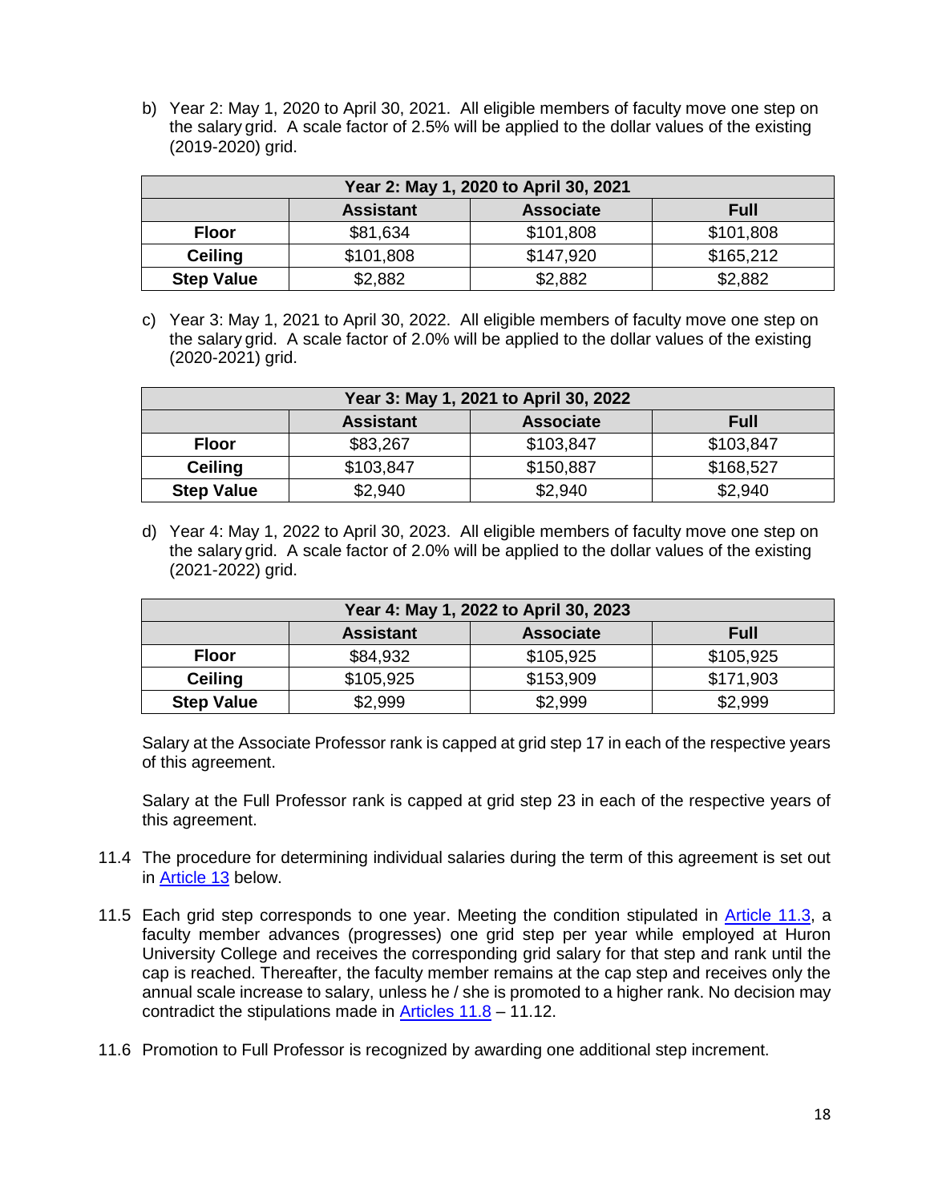b) Year 2: May 1, 2020 to April 30, 2021. All eligible members of faculty move one step on the salary grid. A scale factor of 2.5% will be applied to the dollar values of the existing (2019-2020) grid.

| Year 2: May 1, 2020 to April 30, 2021 | | | |
|---|---|---|---|
| | **Assistant** | **Associate** | **Full** |
| **Floor** | $81,634 | $101,808 | $101,808 |
| **Ceiling** | $101,808 | $147,920 | $165,212 |
| **Step Value** | $2,882 | $2,882 | $2,882 |

c) Year 3: May 1, 2021 to April 30, 2022. All eligible members of faculty move one step on the salary grid. A scale factor of 2.0% will be applied to the dollar values of the existing (2020-2021) grid.

| Year 3: May 1, 2021 to April 30, 2022 | | | |
|---|---|---|---|
| | **Assistant** | **Associate** | **Full** |
| **Floor** | $83,267 | $103,847 | $103,847 |
| **Ceiling** | $103,847 | $150,887 | $168,527 |
| **Step Value** | $2,940 | $2,940 | $2,940 |

d) Year 4: May 1, 2022 to April 30, 2023. All eligible members of faculty move one step on the salary grid. A scale factor of 2.0% will be applied to the dollar values of the existing (2021-2022) grid.

| Year 4: May 1, 2022 to April 30, 2023 | | | |
|---|---|---|---|
| | **Assistant** | **Associate** | **Full** |
| **Floor** | $84,932 | $105,925 | $105,925 |
| **Ceiling** | $105,925 | $153,909 | $171,903 |
| **Step Value** | $2,999 | $2,999 | $2,999 |

Salary at the Associate Professor rank is capped at grid step 17 in each of the respective years of this agreement.

Salary at the Full Professor rank is capped at grid step 23 in each of the respective years of this agreement.

11.4 The procedure for determining individual salaries during the term of this agreement is set out in Article 13 below.

11.5 Each grid step corresponds to one year. Meeting the condition stipulated in Article 11.3, a faculty member advances (progresses) one grid step per year while employed at Huron University College and receives the corresponding grid salary for that step and rank until the cap is reached. Thereafter, the faculty member remains at the cap step and receives only the annual scale increase to salary, unless he / she is promoted to a higher rank. No decision may contradict the stipulations made in Articles 11.8 – 11.12.

11.6 Promotion to Full Professor is recognized by awarding one additional step increment.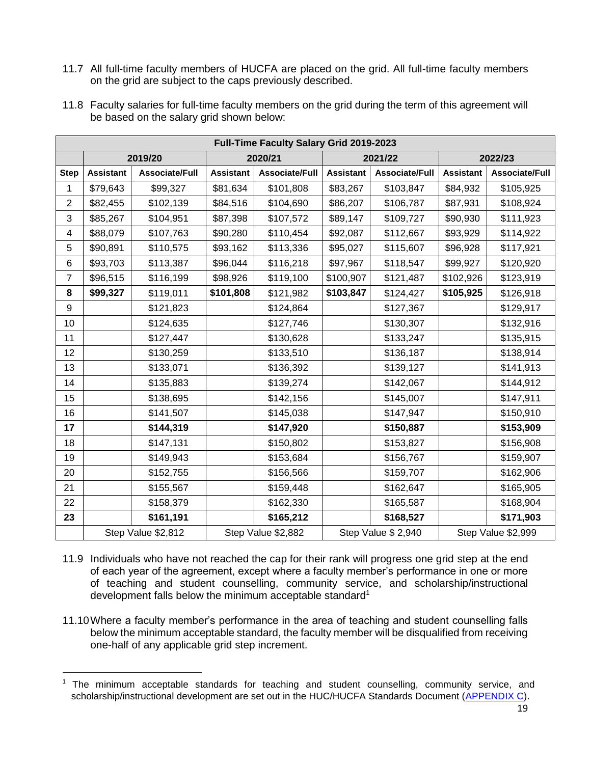11.7 All full-time faculty members of HUCFA are placed on the grid. All full-time faculty members on the grid are subject to the caps previously described.

11.8 Faculty salaries for full-time faculty members on the grid during the term of this agreement will be based on the salary grid shown below:

| Full-Time Faculty Salary Grid 2019-2023 | | | | | | | | |
|---|---|---|---|---|---|---|---|---|
| | 2019/20 | | 2020/21 | | 2021/22 | | 2022/23 | |
| **Step** | **Assistant** | **Associate/Full** | **Assistant** | **Associate/Full** | **Assistant** | **Associate/Full** | **Assistant** | **Associate/Full** |
| 1 | $79,643 | $99,327 | $81,634 | $101,808 | $83,267 | $103,847 | $84,932 | $105,925 |
| 2 | $82,455 | $102,139 | $84,516 | $104,690 | $86,207 | $106,787 | $87,931 | $108,924 |
| 3 | $85,267 | $104,951 | $87,398 | $107,572 | $89,147 | $109,727 | $90,930 | $111,923 |
| 4 | $88,079 | $107,763 | $90,280 | $110,454 | $92,087 | $112,667 | $93,929 | $114,922 |
| 5 | $90,891 | $110,575 | $93,162 | $113,336 | $95,027 | $115,607 | $96,928 | $117,921 |
| 6 | $93,703 | $113,387 | $96,044 | $116,218 | $97,967 | $118,547 | $99,927 | $120,920 |
| 7 | $96,515 | $116,199 | $98,926 | $119,100 | $100,907 | $121,487 | $102,926 | $123,919 |
| **8** | **$99,327** | $119,011 | **$101,808** | $121,982 | **$103,847** | $124,427 | **$105,925** | $126,918 |
| 9 | | $121,823 | | $124,864 | | $127,367 | | $129,917 |
| 10 | | $124,635 | | $127,746 | | $130,307 | | $132,916 |
| 11 | | $127,447 | | $130,628 | | $133,247 | | $135,915 |
| 12 | | $130,259 | | $133,510 | | $136,187 | | $138,914 |
| 13 | | $133,071 | | $136,392 | | $139,127 | | $141,913 |
| 14 | | $135,883 | | $139,274 | | $142,067 | | $144,912 |
| 15 | | $138,695 | | $142,156 | | $145,007 | | $147,911 |
| 16 | | $141,507 | | $145,038 | | $147,947 | | $150,910 |
| **17** | | **$144,319** | | **$147,920** | | **$150,887** | | **$153,909** |
| 18 | | $147,131 | | $150,802 | | $153,827 | | $156,908 |
| 19 | | $149,943 | | $153,684 | | $156,767 | | $159,907 |
| 20 | | $152,755 | | $156,566 | | $159,707 | | $162,906 |
| 21 | | $155,567 | | $159,448 | | $162,647 | | $165,905 |
| 22 | | $158,379 | | $162,330 | | $165,587 | | $168,904 |
| **23** | | **$161,191** | | **$165,212** | | **$168,527** | | **$171,903** |
| | Step Value $2,812 | | Step Value $2,882 | | Step Value $ 2,940 | | Step Value $2,999 | |

11.9 Individuals who have not reached the cap for their rank will progress one grid step at the end of each year of the agreement, except where a faculty member's performance in one or more of teaching and student counselling, community service, and scholarship/instructional development falls below the minimum acceptable standard[1]

11.10 Where a faculty member's performance in the area of teaching and student counselling falls below the minimum acceptable standard, the faculty member will be disqualified from receiving one-half of any applicable grid step increment.

[1] The minimum acceptable standards for teaching and student counselling, community service, and scholarship/instructional development are set out in the HUC/HUCFA Standards Document (APPENDIX C).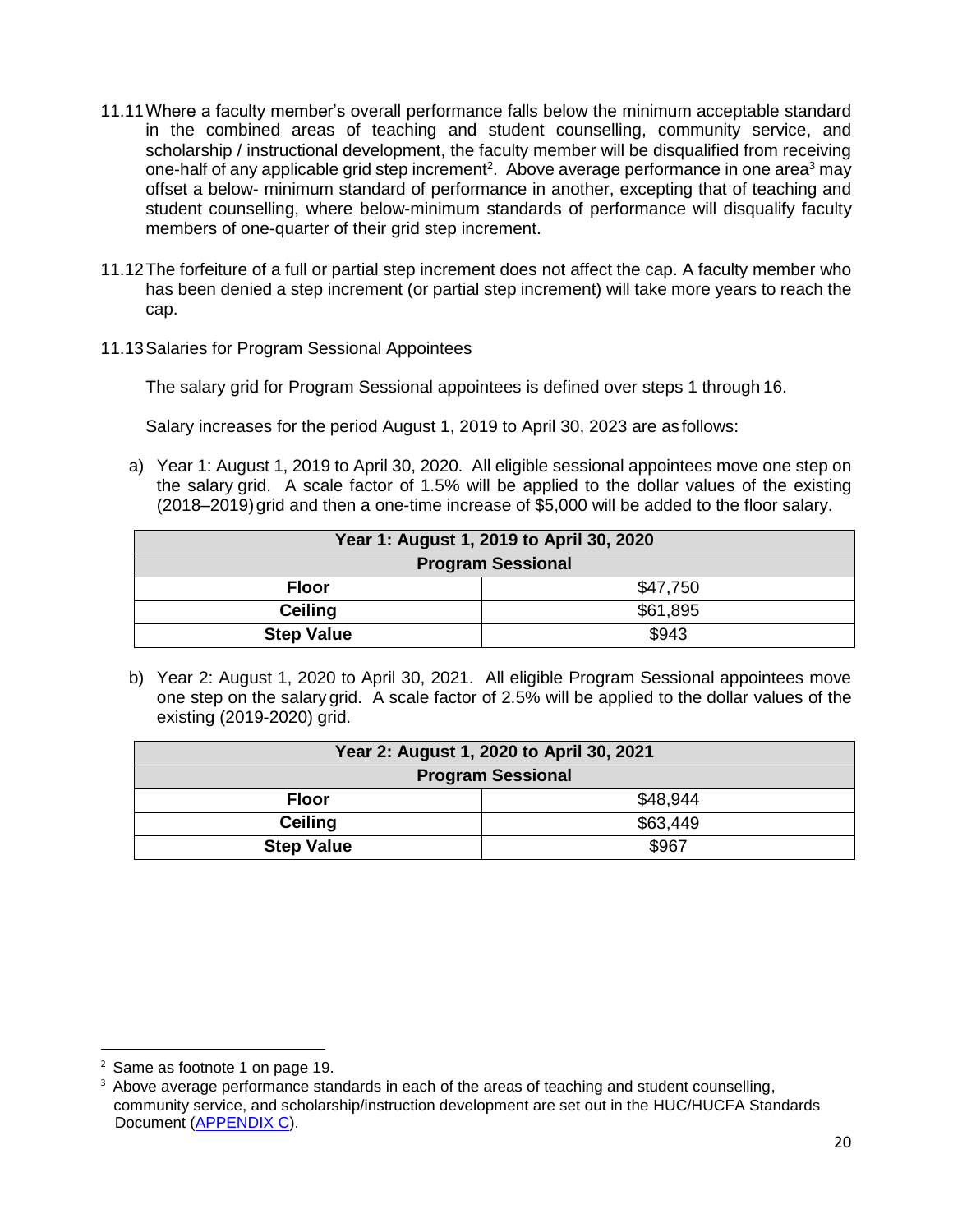11.11 Where a faculty member's overall performance falls below the minimum acceptable standard in the combined areas of teaching and student counselling, community service, and scholarship / instructional development, the faculty member will be disqualified from receiving one-half of any applicable grid step increment[2]. Above average performance in one area[3] may offset a below- minimum standard of performance in another, excepting that of teaching and student counselling, where below-minimum standards of performance will disqualify faculty members of one-quarter of their grid step increment.

11.12 The forfeiture of a full or partial step increment does not affect the cap. A faculty member who has been denied a step increment (or partial step increment) will take more years to reach the cap.

11.13 Salaries for Program Sessional Appointees

The salary grid for Program Sessional appointees is defined over steps 1 through 16.

Salary increases for the period August 1, 2019 to April 30, 2023 are as follows:

a) Year 1: August 1, 2019 to April 30, 2020. All eligible sessional appointees move one step on the salary grid. A scale factor of 1.5% will be applied to the dollar values of the existing (2018–2019) grid and then a one-time increase of $5,000 will be added to the floor salary.

| Year 1: August 1, 2019 to April 30, 2020 | |
|---|---|
| **Program Sessional** | |
| **Floor** | $47,750 |
| **Ceiling** | $61,895 |
| **Step Value** | $943 |

b) Year 2: August 1, 2020 to April 30, 2021. All eligible Program Sessional appointees move one step on the salary grid. A scale factor of 2.5% will be applied to the dollar values of the existing (2019-2020) grid.

| Year 2: August 1, 2020 to April 30, 2021 | |
|---|---|
| **Program Sessional** | |
| **Floor** | $48,944 |
| **Ceiling** | $63,449 |
| **Step Value** | $967 |

[2] Same as footnote 1 on page 19.

[3] Above average performance standards in each of the areas of teaching and student counselling, community service, and scholarship/instruction development are set out in the HUC/HUCFA Standards Document (APPENDIX C).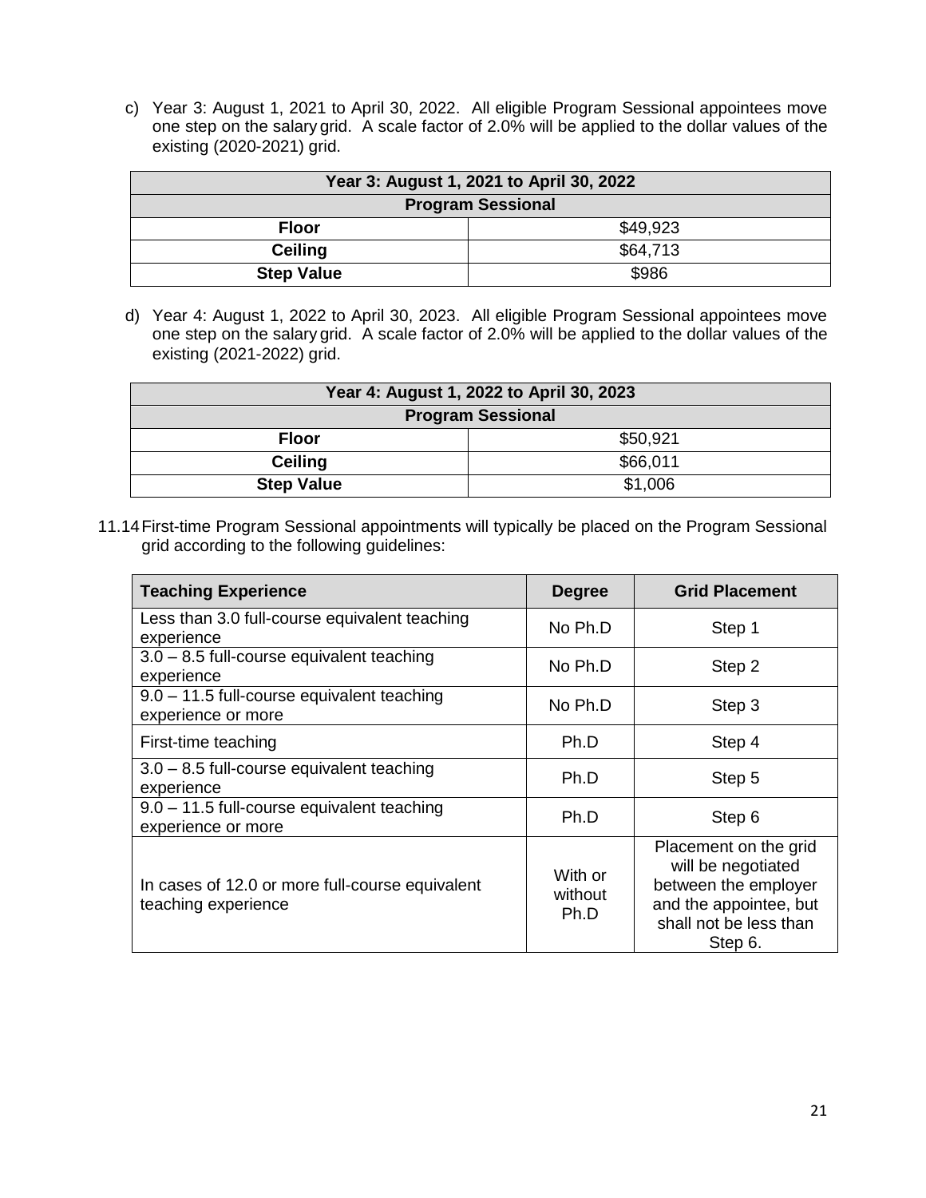c) Year 3: August 1, 2021 to April 30, 2022. All eligible Program Sessional appointees move one step on the salary grid. A scale factor of 2.0% will be applied to the dollar values of the existing (2020-2021) grid.

| Year 3: August 1, 2021 to April 30, 2022 | |
|---|---|
| **Program Sessional** | |
| **Floor** | $49,923 |
| **Ceiling** | $64,713 |
| **Step Value** | $986 |

d) Year 4: August 1, 2022 to April 30, 2023. All eligible Program Sessional appointees move one step on the salary grid. A scale factor of 2.0% will be applied to the dollar values of the existing (2021-2022) grid.

| Year 4: August 1, 2022 to April 30, 2023 | |
|---|---|
| **Program Sessional** | |
| **Floor** | $50,921 |
| **Ceiling** | $66,011 |
| **Step Value** | $1,006 |

11.14 First-time Program Sessional appointments will typically be placed on the Program Sessional grid according to the following guidelines:

| Teaching Experience | Degree | Grid Placement |
|---|---|---|
| Less than 3.0 full-course equivalent teaching experience | No Ph.D | Step 1 |
| 3.0 – 8.5 full-course equivalent teaching experience | No Ph.D | Step 2 |
| 9.0 – 11.5 full-course equivalent teaching experience or more | No Ph.D | Step 3 |
| First-time teaching | Ph.D | Step 4 |
| 3.0 – 8.5 full-course equivalent teaching experience | Ph.D | Step 5 |
| 9.0 – 11.5 full-course equivalent teaching experience or more | Ph.D | Step 6 |
| In cases of 12.0 or more full-course equivalent teaching experience | With or without Ph.D | Placement on the grid will be negotiated between the employer and the appointee, but shall not be less than Step 6. |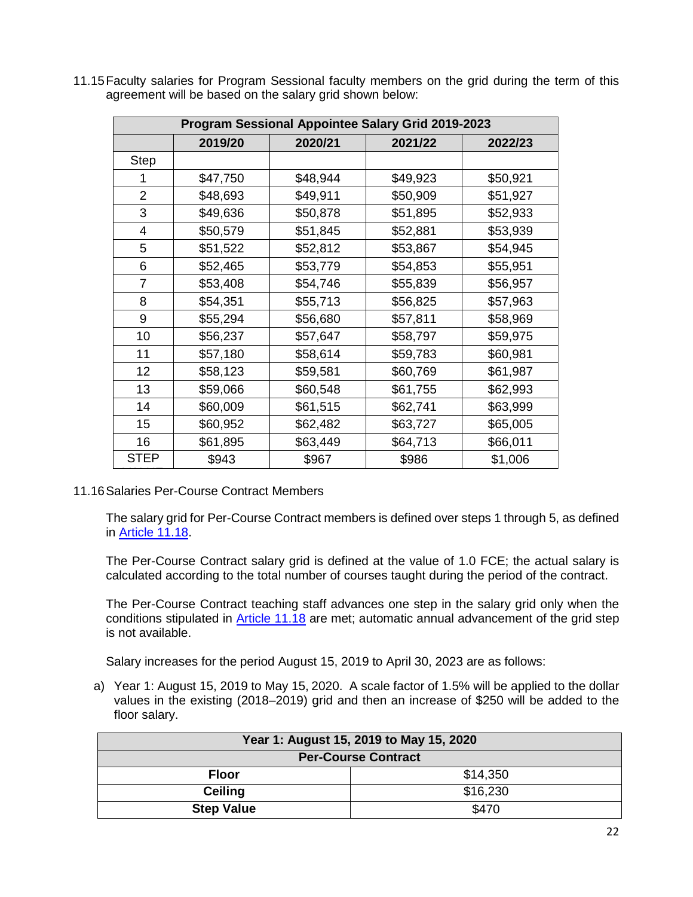11.15 Faculty salaries for Program Sessional faculty members on the grid during the term of this agreement will be based on the salary grid shown below:

| Program Sessional Appointee Salary Grid 2019-2023 | | | | |
|---|---|---|---|---|
| | 2019/20 | 2020/21 | 2021/22 | 2022/23 |
| Step | | | | |
| 1 | $47,750 | $48,944 | $49,923 | $50,921 |
| 2 | $48,693 | $49,911 | $50,909 | $51,927 |
| 3 | $49,636 | $50,878 | $51,895 | $52,933 |
| 4 | $50,579 | $51,845 | $52,881 | $53,939 |
| 5 | $51,522 | $52,812 | $53,867 | $54,945 |
| 6 | $52,465 | $53,779 | $54,853 | $55,951 |
| 7 | $53,408 | $54,746 | $55,839 | $56,957 |
| 8 | $54,351 | $55,713 | $56,825 | $57,963 |
| 9 | $55,294 | $56,680 | $57,811 | $58,969 |
| 10 | $56,237 | $57,647 | $58,797 | $59,975 |
| 11 | $57,180 | $58,614 | $59,783 | $60,981 |
| 12 | $58,123 | $59,581 | $60,769 | $61,987 |
| 13 | $59,066 | $60,548 | $61,755 | $62,993 |
| 14 | $60,009 | $61,515 | $62,741 | $63,999 |
| 15 | $60,952 | $62,482 | $63,727 | $65,005 |
| 16 | $61,895 | $63,449 | $64,713 | $66,011 |
| STEP | $943 | $967 | $986 | $1,006 |

11.16 Salaries Per-Course Contract Members

The salary grid for Per-Course Contract members is defined over steps 1 through 5, as defined in Article 11.18.

The Per-Course Contract salary grid is defined at the value of 1.0 FCE; the actual salary is calculated according to the total number of courses taught during the period of the contract.

The Per-Course Contract teaching staff advances one step in the salary grid only when the conditions stipulated in Article 11.18 are met; automatic annual advancement of the grid step is not available.

Salary increases for the period August 15, 2019 to April 30, 2023 are as follows:

a) Year 1: August 15, 2019 to May 15, 2020. A scale factor of 1.5% will be applied to the dollar values in the existing (2018–2019) grid and then an increase of $250 will be added to the floor salary.

| Year 1: August 15, 2019 to May 15, 2020 | |
|---|---|
| Per-Course Contract | |
| Floor | $14,350 |
| Ceiling | $16,230 |
| Step Value | $470 |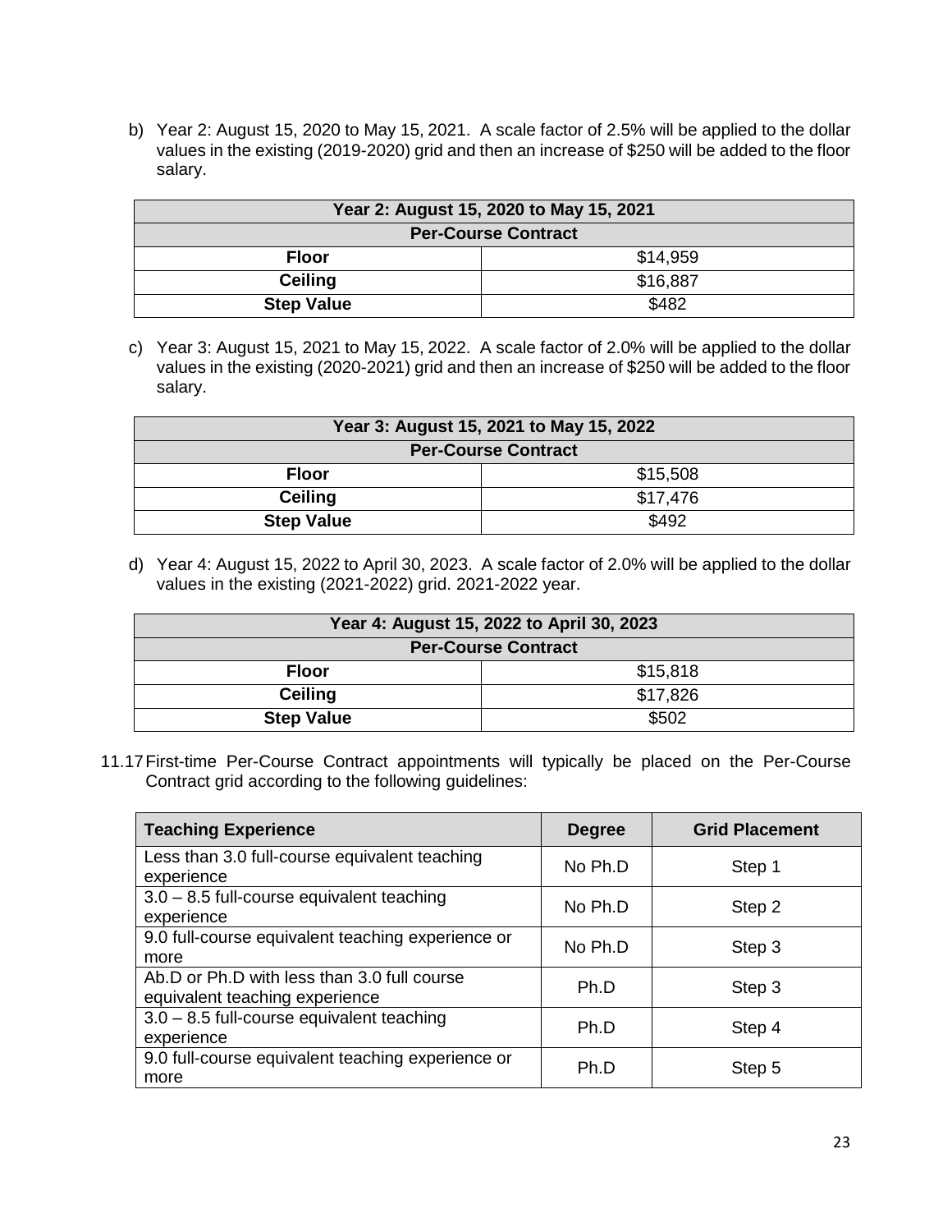b) Year 2: August 15, 2020 to May 15, 2021. A scale factor of 2.5% will be applied to the dollar values in the existing (2019-2020) grid and then an increase of $250 will be added to the floor salary.

| **Year 2: August 15, 2020 to May 15, 2021** | |
|---|---|
| **Per-Course Contract** | |
| **Floor** | $14,959 |
| **Ceiling** | $16,887 |
| **Step Value** | $482 |

c) Year 3: August 15, 2021 to May 15, 2022. A scale factor of 2.0% will be applied to the dollar values in the existing (2020-2021) grid and then an increase of $250 will be added to the floor salary.

| **Year 3: August 15, 2021 to May 15, 2022** | |
|---|---|
| **Per-Course Contract** | |
| **Floor** | $15,508 |
| **Ceiling** | $17,476 |
| **Step Value** | $492 |

d) Year 4: August 15, 2022 to April 30, 2023. A scale factor of 2.0% will be applied to the dollar values in the existing (2021-2022) grid. 2021-2022 year.

| **Year 4: August 15, 2022 to April 30, 2023** | |
|---|---|
| **Per-Course Contract** | |
| **Floor** | $15,818 |
| **Ceiling** | $17,826 |
| **Step Value** | $502 |

11.17 First-time Per-Course Contract appointments will typically be placed on the Per-Course Contract grid according to the following guidelines:

| **Teaching Experience** | **Degree** | **Grid Placement** |
|---|---|---|
| Less than 3.0 full-course equivalent teaching experience | No Ph.D | Step 1 |
| 3.0 – 8.5 full-course equivalent teaching experience | No Ph.D | Step 2 |
| 9.0 full-course equivalent teaching experience or more | No Ph.D | Step 3 |
| Ab.D or Ph.D with less than 3.0 full course equivalent teaching experience | Ph.D | Step 3 |
| 3.0 – 8.5 full-course equivalent teaching experience | Ph.D | Step 4 |
| 9.0 full-course equivalent teaching experience or more | Ph.D | Step 5 |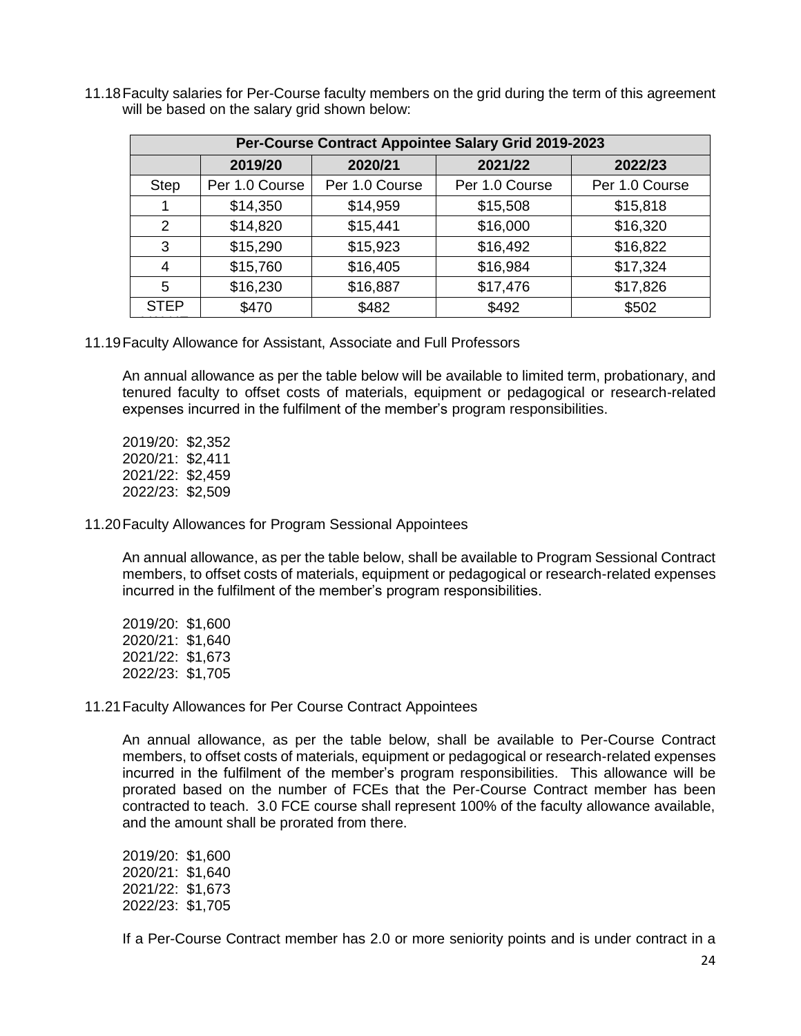11.18 Faculty salaries for Per-Course faculty members on the grid during the term of this agreement will be based on the salary grid shown below:

| Per-Course Contract Appointee Salary Grid 2019-2023 | | | | |
|---|---|---|---|---|
| | **2019/20** | **2020/21** | **2021/22** | **2022/23** |
| Step | Per 1.0 Course | Per 1.0 Course | Per 1.0 Course | Per 1.0 Course |
| 1 | $14,350 | $14,959 | $15,508 | $15,818 |
| 2 | $14,820 | $15,441 | $16,000 | $16,320 |
| 3 | $15,290 | $15,923 | $16,492 | $16,822 |
| 4 | $15,760 | $16,405 | $16,984 | $17,324 |
| 5 | $16,230 | $16,887 | $17,476 | $17,826 |
| STEP | $470 | $482 | $492 | $502 |

11.19 Faculty Allowance for Assistant, Associate and Full Professors

An annual allowance as per the table below will be available to limited term, probationary, and tenured faculty to offset costs of materials, equipment or pedagogical or research-related expenses incurred in the fulfilment of the member's program responsibilities.

2019/20: $2,352
2020/21: $2,411
2021/22: $2,459
2022/23: $2,509

11.20 Faculty Allowances for Program Sessional Appointees

An annual allowance, as per the table below, shall be available to Program Sessional Contract members, to offset costs of materials, equipment or pedagogical or research-related expenses incurred in the fulfilment of the member's program responsibilities.

2019/20: $1,600
2020/21: $1,640
2021/22: $1,673
2022/23: $1,705

11.21 Faculty Allowances for Per Course Contract Appointees

An annual allowance, as per the table below, shall be available to Per-Course Contract members, to offset costs of materials, equipment or pedagogical or research-related expenses incurred in the fulfilment of the member's program responsibilities. This allowance will be prorated based on the number of FCEs that the Per-Course Contract member has been contracted to teach. 3.0 FCE course shall represent 100% of the faculty allowance available, and the amount shall be prorated from there.

2019/20: $1,600
2020/21: $1,640
2021/22: $1,673
2022/23: $1,705

If a Per-Course Contract member has 2.0 or more seniority points and is under contract in a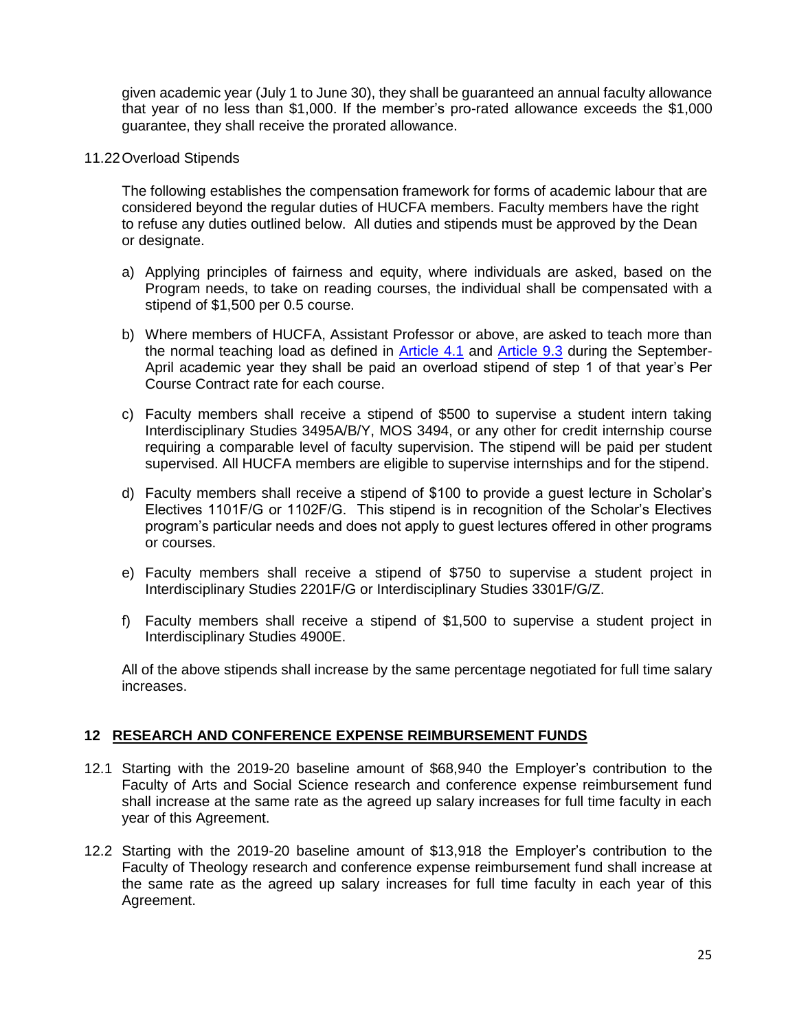given academic year (July 1 to June 30), they shall be guaranteed an annual faculty allowance that year of no less than $1,000. If the member's pro-rated allowance exceeds the $1,000 guarantee, they shall receive the prorated allowance.

11.22 Overload Stipends

The following establishes the compensation framework for forms of academic labour that are considered beyond the regular duties of HUCFA members. Faculty members have the right to refuse any duties outlined below. All duties and stipends must be approved by the Dean or designate.

a) Applying principles of fairness and equity, where individuals are asked, based on the Program needs, to take on reading courses, the individual shall be compensated with a stipend of $1,500 per 0.5 course.

b) Where members of HUCFA, Assistant Professor or above, are asked to teach more than the normal teaching load as defined in Article 4.1 and Article 9.3 during the September-April academic year they shall be paid an overload stipend of step 1 of that year's Per Course Contract rate for each course.

c) Faculty members shall receive a stipend of $500 to supervise a student intern taking Interdisciplinary Studies 3495A/B/Y, MOS 3494, or any other for credit internship course requiring a comparable level of faculty supervision. The stipend will be paid per student supervised. All HUCFA members are eligible to supervise internships and for the stipend.

d) Faculty members shall receive a stipend of $100 to provide a guest lecture in Scholar's Electives 1101F/G or 1102F/G. This stipend is in recognition of the Scholar's Electives program's particular needs and does not apply to guest lectures offered in other programs or courses.

e) Faculty members shall receive a stipend of $750 to supervise a student project in Interdisciplinary Studies 2201F/G or Interdisciplinary Studies 3301F/G/Z.

f) Faculty members shall receive a stipend of $1,500 to supervise a student project in Interdisciplinary Studies 4900E.

All of the above stipends shall increase by the same percentage negotiated for full time salary increases.

## 12 RESEARCH AND CONFERENCE EXPENSE REIMBURSEMENT FUNDS

12.1 Starting with the 2019-20 baseline amount of $68,940 the Employer's contribution to the Faculty of Arts and Social Science research and conference expense reimbursement fund shall increase at the same rate as the agreed up salary increases for full time faculty in each year of this Agreement.

12.2 Starting with the 2019-20 baseline amount of $13,918 the Employer's contribution to the Faculty of Theology research and conference expense reimbursement fund shall increase at the same rate as the agreed up salary increases for full time faculty in each year of this Agreement.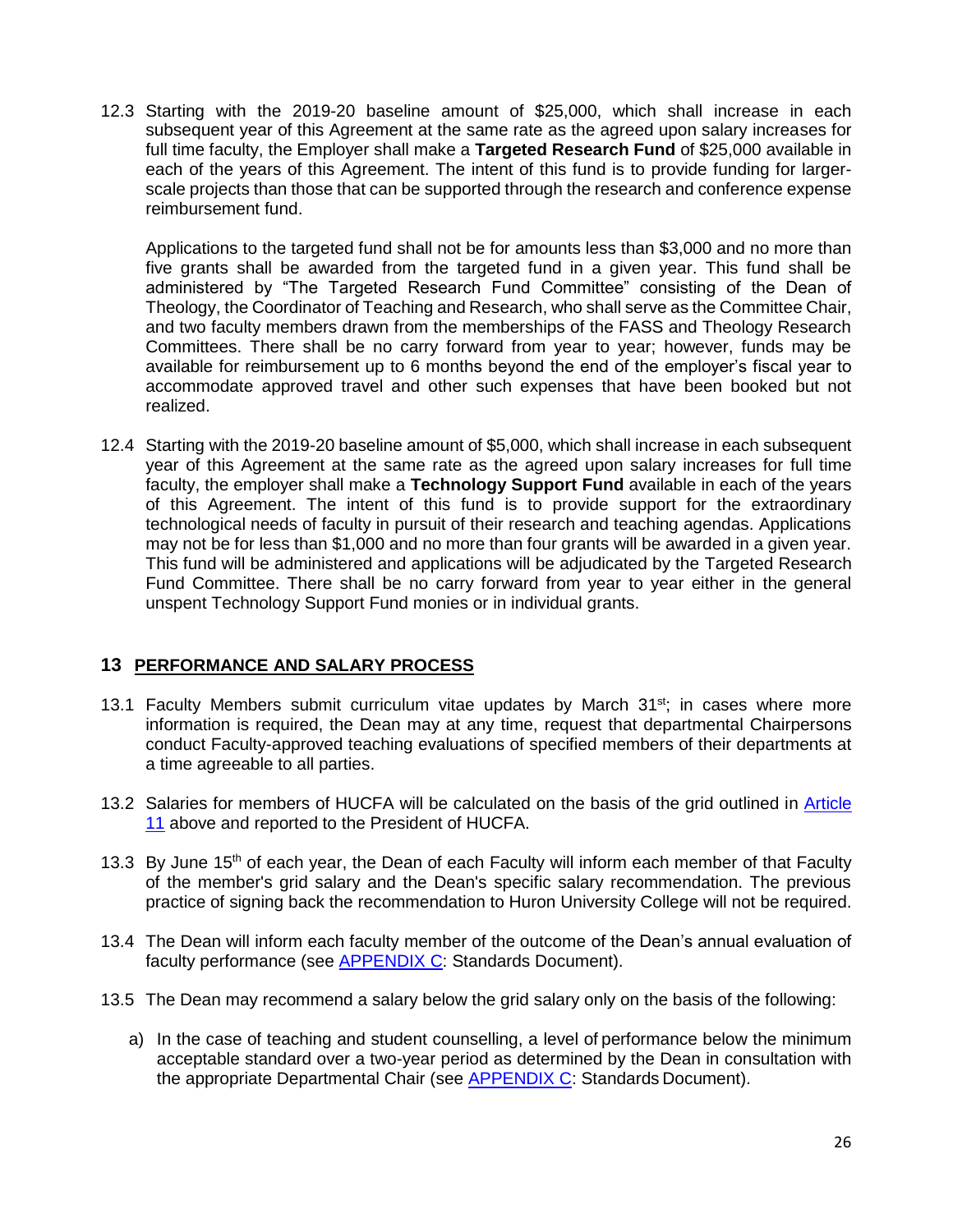12.3 Starting with the 2019-20 baseline amount of $25,000, which shall increase in each subsequent year of this Agreement at the same rate as the agreed upon salary increases for full time faculty, the Employer shall make a **Targeted Research Fund** of $25,000 available in each of the years of this Agreement. The intent of this fund is to provide funding for larger-scale projects than those that can be supported through the research and conference expense reimbursement fund.

Applications to the targeted fund shall not be for amounts less than $3,000 and no more than five grants shall be awarded from the targeted fund in a given year. This fund shall be administered by "The Targeted Research Fund Committee" consisting of the Dean of Theology, the Coordinator of Teaching and Research, who shall serve as the Committee Chair, and two faculty members drawn from the memberships of the FASS and Theology Research Committees. There shall be no carry forward from year to year; however, funds may be available for reimbursement up to 6 months beyond the end of the employer's fiscal year to accommodate approved travel and other such expenses that have been booked but not realized.

12.4 Starting with the 2019-20 baseline amount of $5,000, which shall increase in each subsequent year of this Agreement at the same rate as the agreed upon salary increases for full time faculty, the employer shall make a **Technology Support Fund** available in each of the years of this Agreement. The intent of this fund is to provide support for the extraordinary technological needs of faculty in pursuit of their research and teaching agendas. Applications may not be for less than $1,000 and no more than four grants will be awarded in a given year. This fund will be administered and applications will be adjudicated by the Targeted Research Fund Committee. There shall be no carry forward from year to year either in the general unspent Technology Support Fund monies or in individual grants.

## 13 PERFORMANCE AND SALARY PROCESS

13.1 Faculty Members submit curriculum vitae updates by March 31st; in cases where more information is required, the Dean may at any time, request that departmental Chairpersons conduct Faculty-approved teaching evaluations of specified members of their departments at a time agreeable to all parties.

13.2 Salaries for members of HUCFA will be calculated on the basis of the grid outlined in Article 11 above and reported to the President of HUCFA.

13.3 By June 15th of each year, the Dean of each Faculty will inform each member of that Faculty of the member's grid salary and the Dean's specific salary recommendation. The previous practice of signing back the recommendation to Huron University College will not be required.

13.4 The Dean will inform each faculty member of the outcome of the Dean's annual evaluation of faculty performance (see APPENDIX C: Standards Document).

13.5 The Dean may recommend a salary below the grid salary only on the basis of the following:

a) In the case of teaching and student counselling, a level of performance below the minimum acceptable standard over a two-year period as determined by the Dean in consultation with the appropriate Departmental Chair (see APPENDIX C: Standards Document).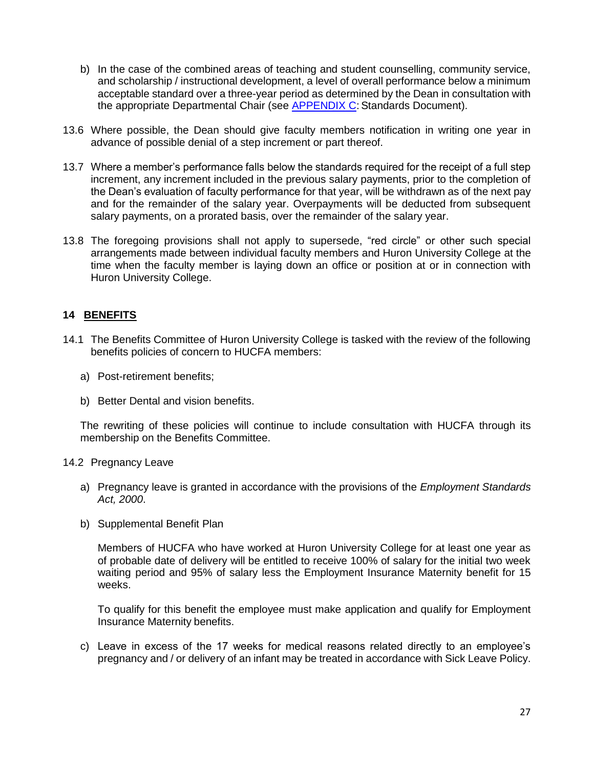b) In the case of the combined areas of teaching and student counselling, community service, and scholarship / instructional development, a level of overall performance below a minimum acceptable standard over a three-year period as determined by the Dean in consultation with the appropriate Departmental Chair (see APPENDIX C: Standards Document).

13.6 Where possible, the Dean should give faculty members notification in writing one year in advance of possible denial of a step increment or part thereof.

13.7 Where a member's performance falls below the standards required for the receipt of a full step increment, any increment included in the previous salary payments, prior to the completion of the Dean's evaluation of faculty performance for that year, will be withdrawn as of the next pay and for the remainder of the salary year. Overpayments will be deducted from subsequent salary payments, on a prorated basis, over the remainder of the salary year.

13.8 The foregoing provisions shall not apply to supersede, "red circle" or other such special arrangements made between individual faculty members and Huron University College at the time when the faculty member is laying down an office or position at or in connection with Huron University College.

## 14 BENEFITS

14.1 The Benefits Committee of Huron University College is tasked with the review of the following benefits policies of concern to HUCFA members:

a) Post-retirement benefits;

b) Better Dental and vision benefits.

The rewriting of these policies will continue to include consultation with HUCFA through its membership on the Benefits Committee.

14.2 Pregnancy Leave

a) Pregnancy leave is granted in accordance with the provisions of the *Employment Standards Act, 2000*.

b) Supplemental Benefit Plan

Members of HUCFA who have worked at Huron University College for at least one year as of probable date of delivery will be entitled to receive 100% of salary for the initial two week waiting period and 95% of salary less the Employment Insurance Maternity benefit for 15 weeks.

To qualify for this benefit the employee must make application and qualify for Employment Insurance Maternity benefits.

c) Leave in excess of the 17 weeks for medical reasons related directly to an employee's pregnancy and / or delivery of an infant may be treated in accordance with Sick Leave Policy.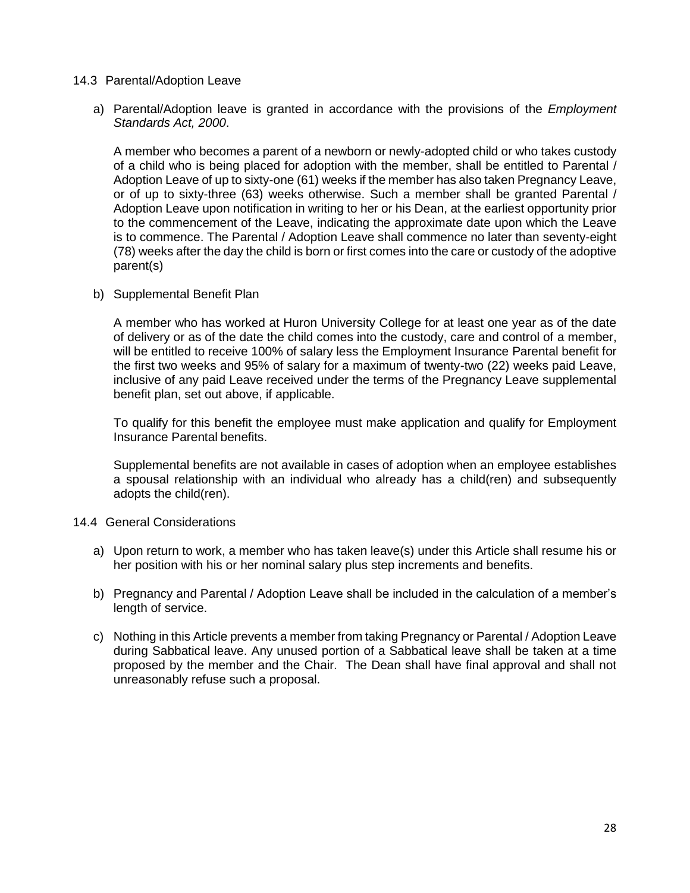### 14.3 Parental/Adoption Leave

a) Parental/Adoption leave is granted in accordance with the provisions of the *Employment Standards Act, 2000*.

A member who becomes a parent of a newborn or newly-adopted child or who takes custody of a child who is being placed for adoption with the member, shall be entitled to Parental / Adoption Leave of up to sixty-one (61) weeks if the member has also taken Pregnancy Leave, or of up to sixty-three (63) weeks otherwise. Such a member shall be granted Parental / Adoption Leave upon notification in writing to her or his Dean, at the earliest opportunity prior to the commencement of the Leave, indicating the approximate date upon which the Leave is to commence. The Parental / Adoption Leave shall commence no later than seventy-eight (78) weeks after the day the child is born or first comes into the care or custody of the adoptive parent(s)

b) Supplemental Benefit Plan

A member who has worked at Huron University College for at least one year as of the date of delivery or as of the date the child comes into the custody, care and control of a member, will be entitled to receive 100% of salary less the Employment Insurance Parental benefit for the first two weeks and 95% of salary for a maximum of twenty-two (22) weeks paid Leave, inclusive of any paid Leave received under the terms of the Pregnancy Leave supplemental benefit plan, set out above, if applicable.

To qualify for this benefit the employee must make application and qualify for Employment Insurance Parental benefits.

Supplemental benefits are not available in cases of adoption when an employee establishes a spousal relationship with an individual who already has a child(ren) and subsequently adopts the child(ren).

### 14.4 General Considerations

a) Upon return to work, a member who has taken leave(s) under this Article shall resume his or her position with his or her nominal salary plus step increments and benefits.

b) Pregnancy and Parental / Adoption Leave shall be included in the calculation of a member's length of service.

c) Nothing in this Article prevents a member from taking Pregnancy or Parental / Adoption Leave during Sabbatical leave. Any unused portion of a Sabbatical leave shall be taken at a time proposed by the member and the Chair. The Dean shall have final approval and shall not unreasonably refuse such a proposal.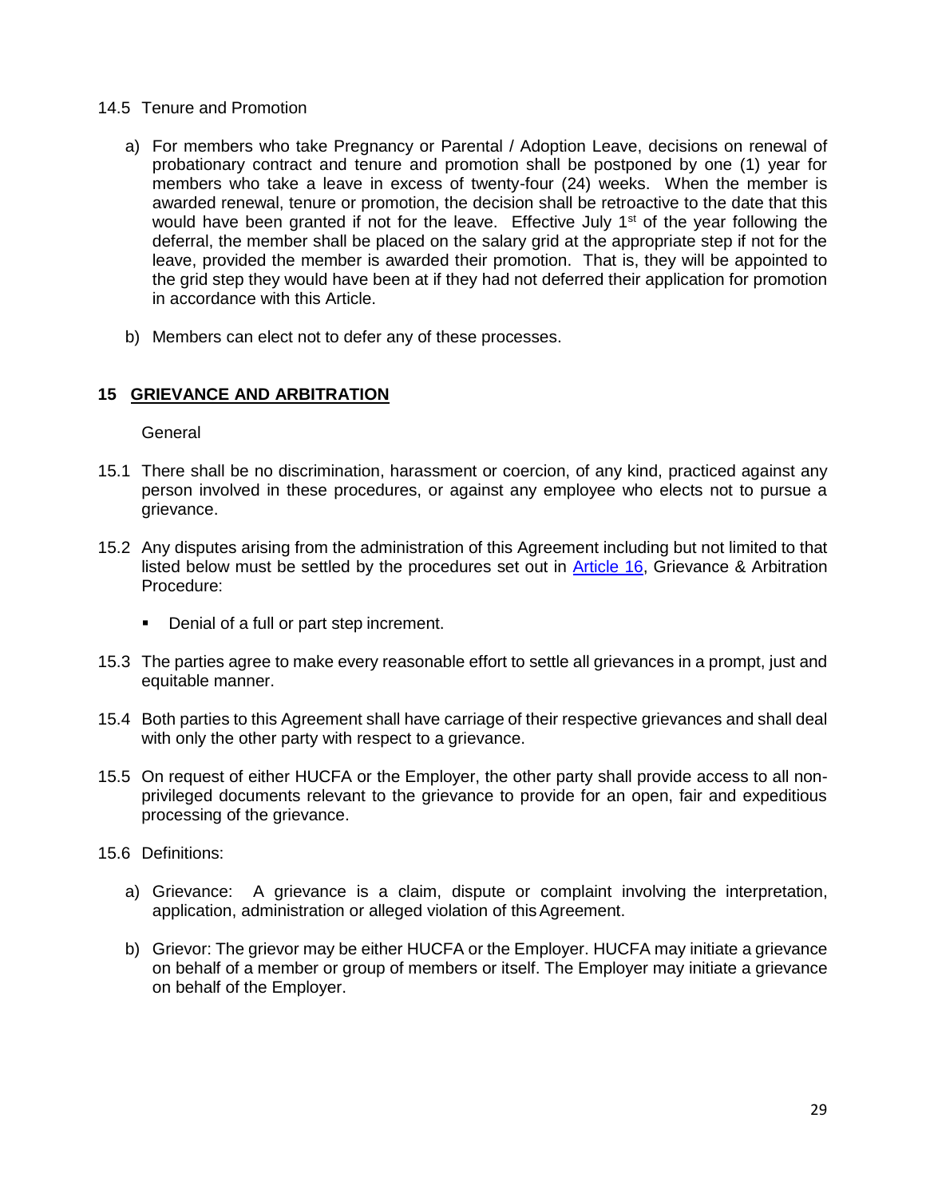14.5 Tenure and Promotion

a) For members who take Pregnancy or Parental / Adoption Leave, decisions on renewal of probationary contract and tenure and promotion shall be postponed by one (1) year for members who take a leave in excess of twenty-four (24) weeks. When the member is awarded renewal, tenure or promotion, the decision shall be retroactive to the date that this would have been granted if not for the leave. Effective July 1st of the year following the deferral, the member shall be placed on the salary grid at the appropriate step if not for the leave, provided the member is awarded their promotion. That is, they will be appointed to the grid step they would have been at if they had not deferred their application for promotion in accordance with this Article.

b) Members can elect not to defer any of these processes.

## 15 GRIEVANCE AND ARBITRATION

General

15.1 There shall be no discrimination, harassment or coercion, of any kind, practiced against any person involved in these procedures, or against any employee who elects not to pursue a grievance.

15.2 Any disputes arising from the administration of this Agreement including but not limited to that listed below must be settled by the procedures set out in Article 16, Grievance & Arbitration Procedure:

- Denial of a full or part step increment.

15.3 The parties agree to make every reasonable effort to settle all grievances in a prompt, just and equitable manner.

15.4 Both parties to this Agreement shall have carriage of their respective grievances and shall deal with only the other party with respect to a grievance.

15.5 On request of either HUCFA or the Employer, the other party shall provide access to all non-privileged documents relevant to the grievance to provide for an open, fair and expeditious processing of the grievance.

15.6 Definitions:

a) Grievance: A grievance is a claim, dispute or complaint involving the interpretation, application, administration or alleged violation of this Agreement.

b) Grievor: The grievor may be either HUCFA or the Employer. HUCFA may initiate a grievance on behalf of a member or group of members or itself. The Employer may initiate a grievance on behalf of the Employer.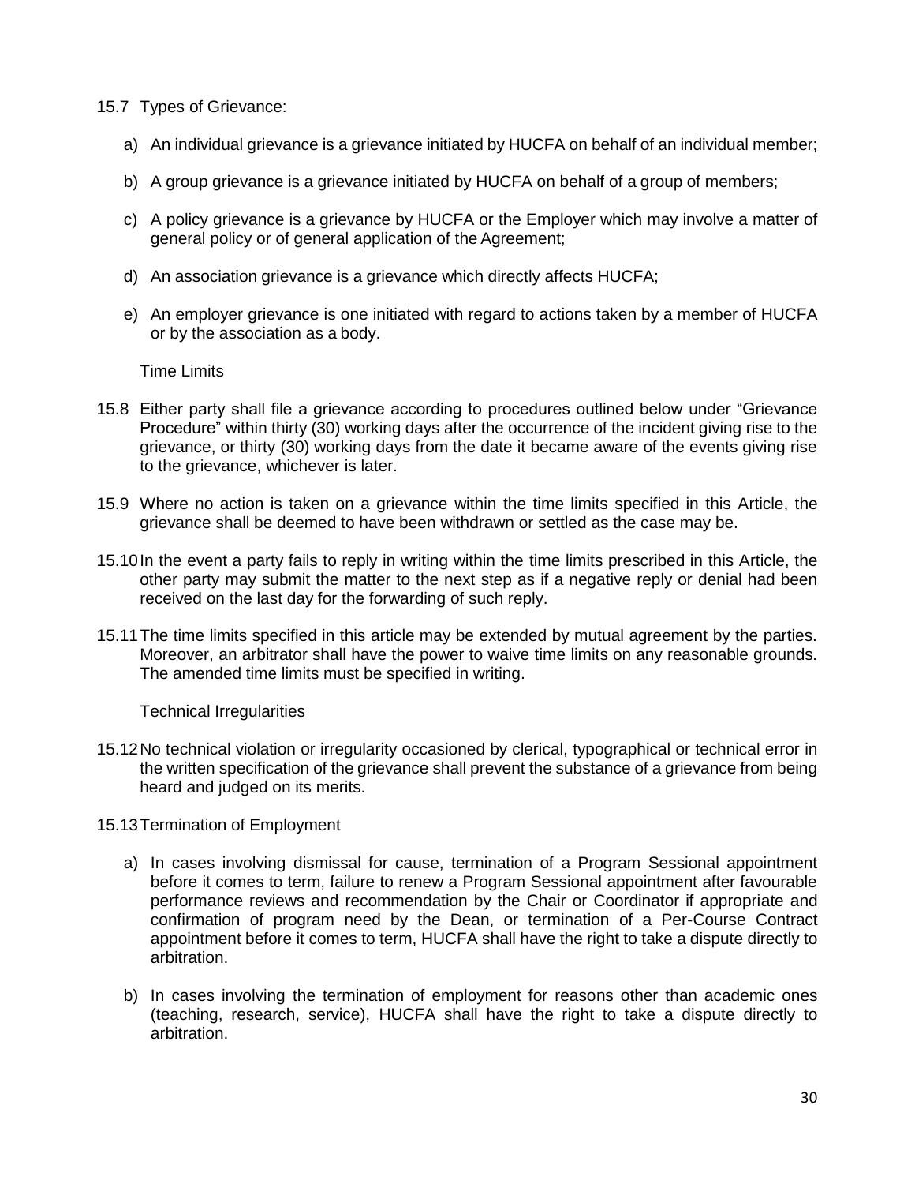15.7 Types of Grievance:

a) An individual grievance is a grievance initiated by HUCFA on behalf of an individual member;

b) A group grievance is a grievance initiated by HUCFA on behalf of a group of members;

c) A policy grievance is a grievance by HUCFA or the Employer which may involve a matter of general policy or of general application of the Agreement;

d) An association grievance is a grievance which directly affects HUCFA;

e) An employer grievance is one initiated with regard to actions taken by a member of HUCFA or by the association as a body.

Time Limits

15.8 Either party shall file a grievance according to procedures outlined below under "Grievance Procedure" within thirty (30) working days after the occurrence of the incident giving rise to the grievance, or thirty (30) working days from the date it became aware of the events giving rise to the grievance, whichever is later.

15.9 Where no action is taken on a grievance within the time limits specified in this Article, the grievance shall be deemed to have been withdrawn or settled as the case may be.

15.10 In the event a party fails to reply in writing within the time limits prescribed in this Article, the other party may submit the matter to the next step as if a negative reply or denial had been received on the last day for the forwarding of such reply.

15.11 The time limits specified in this article may be extended by mutual agreement by the parties. Moreover, an arbitrator shall have the power to waive time limits on any reasonable grounds. The amended time limits must be specified in writing.

Technical Irregularities

15.12 No technical violation or irregularity occasioned by clerical, typographical or technical error in the written specification of the grievance shall prevent the substance of a grievance from being heard and judged on its merits.

15.13 Termination of Employment

a) In cases involving dismissal for cause, termination of a Program Sessional appointment before it comes to term, failure to renew a Program Sessional appointment after favourable performance reviews and recommendation by the Chair or Coordinator if appropriate and confirmation of program need by the Dean, or termination of a Per-Course Contract appointment before it comes to term, HUCFA shall have the right to take a dispute directly to arbitration.

b) In cases involving the termination of employment for reasons other than academic ones (teaching, research, service), HUCFA shall have the right to take a dispute directly to arbitration.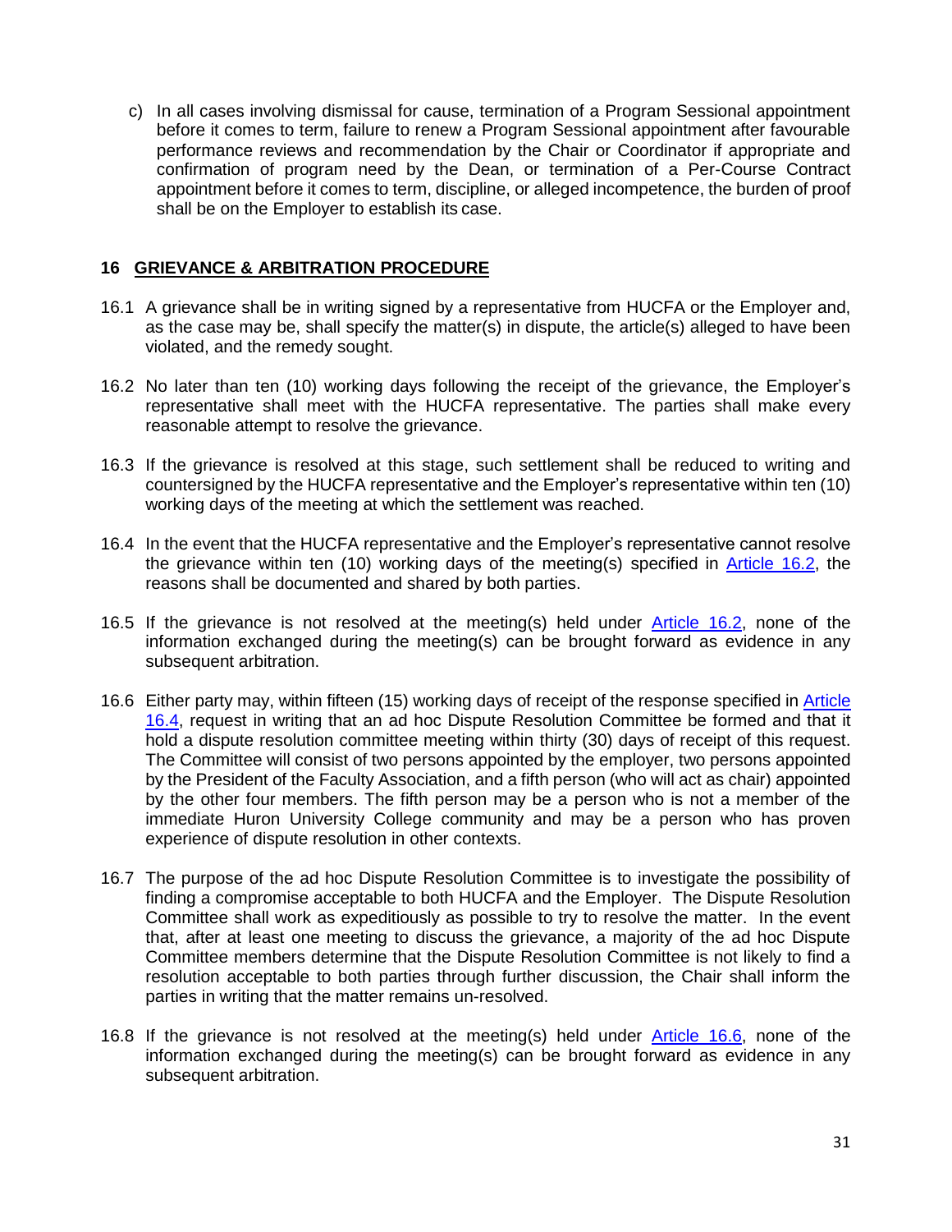c) In all cases involving dismissal for cause, termination of a Program Sessional appointment before it comes to term, failure to renew a Program Sessional appointment after favourable performance reviews and recommendation by the Chair or Coordinator if appropriate and confirmation of program need by the Dean, or termination of a Per-Course Contract appointment before it comes to term, discipline, or alleged incompetence, the burden of proof shall be on the Employer to establish its case.

## 16 GRIEVANCE & ARBITRATION PROCEDURE

16.1 A grievance shall be in writing signed by a representative from HUCFA or the Employer and, as the case may be, shall specify the matter(s) in dispute, the article(s) alleged to have been violated, and the remedy sought.

16.2 No later than ten (10) working days following the receipt of the grievance, the Employer's representative shall meet with the HUCFA representative. The parties shall make every reasonable attempt to resolve the grievance.

16.3 If the grievance is resolved at this stage, such settlement shall be reduced to writing and countersigned by the HUCFA representative and the Employer's representative within ten (10) working days of the meeting at which the settlement was reached.

16.4 In the event that the HUCFA representative and the Employer's representative cannot resolve the grievance within ten (10) working days of the meeting(s) specified in Article 16.2, the reasons shall be documented and shared by both parties.

16.5 If the grievance is not resolved at the meeting(s) held under Article 16.2, none of the information exchanged during the meeting(s) can be brought forward as evidence in any subsequent arbitration.

16.6 Either party may, within fifteen (15) working days of receipt of the response specified in Article 16.4, request in writing that an ad hoc Dispute Resolution Committee be formed and that it hold a dispute resolution committee meeting within thirty (30) days of receipt of this request. The Committee will consist of two persons appointed by the employer, two persons appointed by the President of the Faculty Association, and a fifth person (who will act as chair) appointed by the other four members. The fifth person may be a person who is not a member of the immediate Huron University College community and may be a person who has proven experience of dispute resolution in other contexts.

16.7 The purpose of the ad hoc Dispute Resolution Committee is to investigate the possibility of finding a compromise acceptable to both HUCFA and the Employer. The Dispute Resolution Committee shall work as expeditiously as possible to try to resolve the matter. In the event that, after at least one meeting to discuss the grievance, a majority of the ad hoc Dispute Committee members determine that the Dispute Resolution Committee is not likely to find a resolution acceptable to both parties through further discussion, the Chair shall inform the parties in writing that the matter remains un-resolved.

16.8 If the grievance is not resolved at the meeting(s) held under Article 16.6, none of the information exchanged during the meeting(s) can be brought forward as evidence in any subsequent arbitration.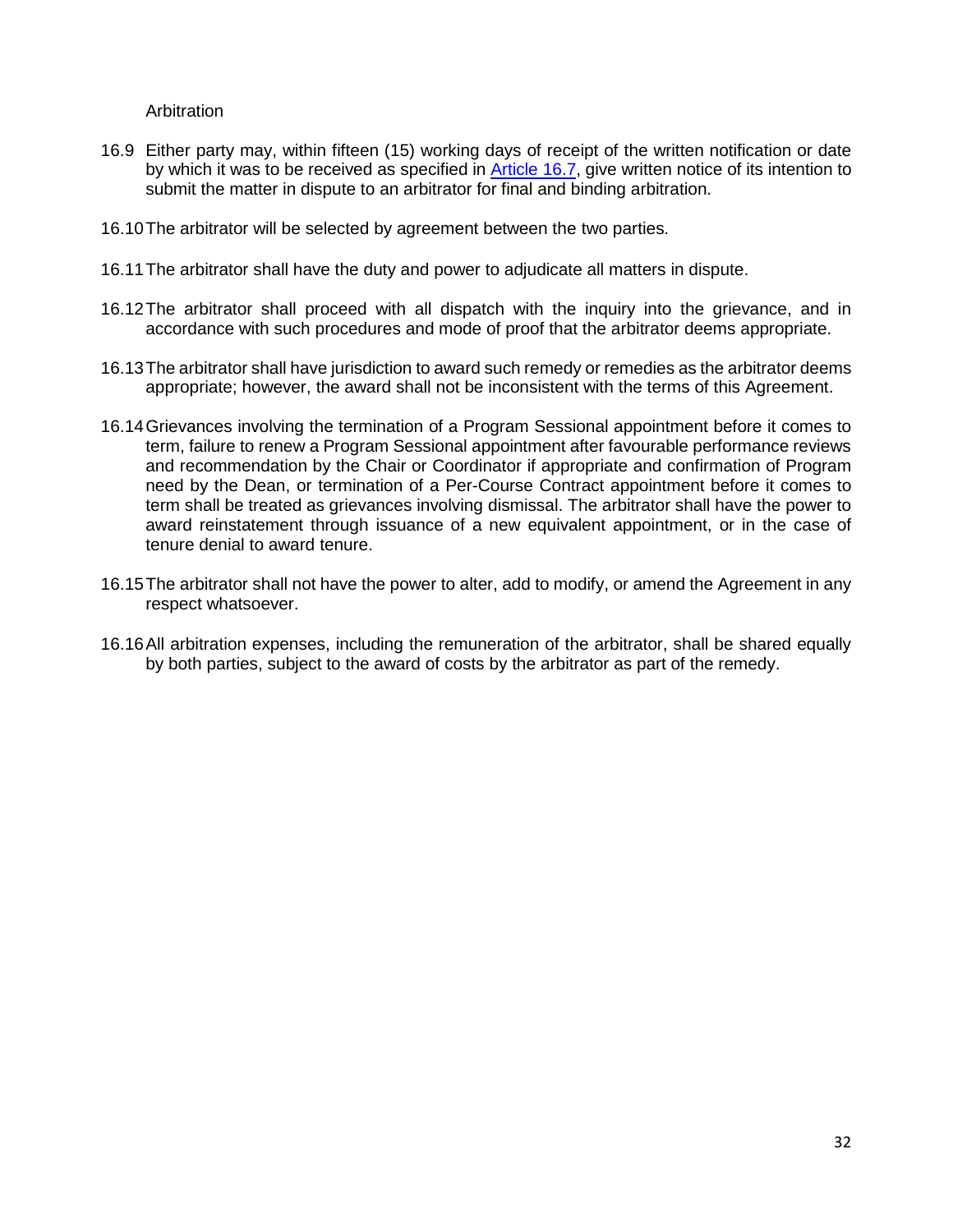### Arbitration

16.9 Either party may, within fifteen (15) working days of receipt of the written notification or date by which it was to be received as specified in Article 16.7, give written notice of its intention to submit the matter in dispute to an arbitrator for final and binding arbitration.

16.10 The arbitrator will be selected by agreement between the two parties.

16.11 The arbitrator shall have the duty and power to adjudicate all matters in dispute.

16.12 The arbitrator shall proceed with all dispatch with the inquiry into the grievance, and in accordance with such procedures and mode of proof that the arbitrator deems appropriate.

16.13 The arbitrator shall have jurisdiction to award such remedy or remedies as the arbitrator deems appropriate; however, the award shall not be inconsistent with the terms of this Agreement.

16.14 Grievances involving the termination of a Program Sessional appointment before it comes to term, failure to renew a Program Sessional appointment after favourable performance reviews and recommendation by the Chair or Coordinator if appropriate and confirmation of Program need by the Dean, or termination of a Per-Course Contract appointment before it comes to term shall be treated as grievances involving dismissal. The arbitrator shall have the power to award reinstatement through issuance of a new equivalent appointment, or in the case of tenure denial to award tenure.

16.15 The arbitrator shall not have the power to alter, add to modify, or amend the Agreement in any respect whatsoever.

16.16 All arbitration expenses, including the remuneration of the arbitrator, shall be shared equally by both parties, subject to the award of costs by the arbitrator as part of the remedy.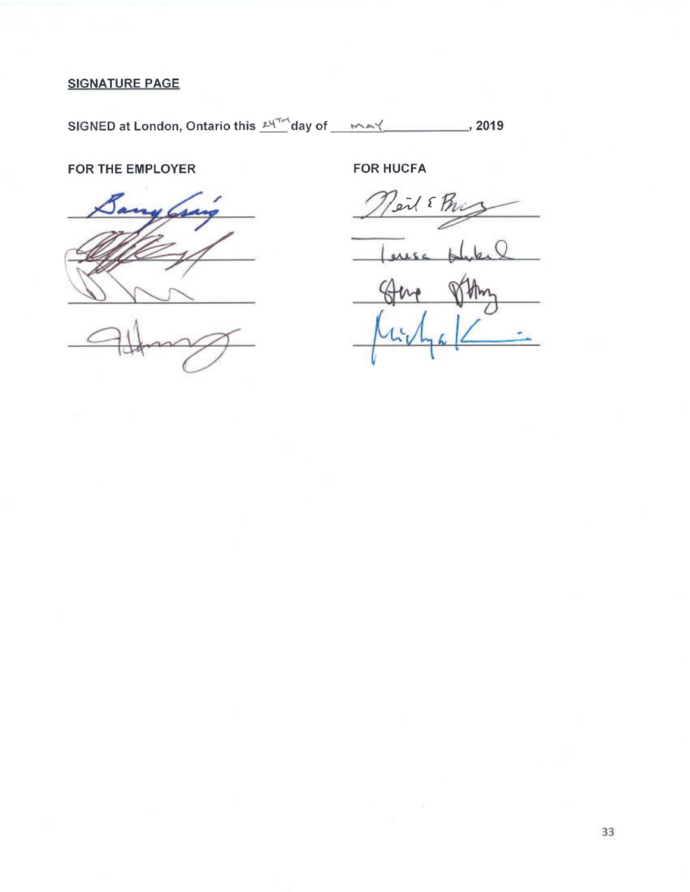**SIGNATURE PAGE**

**SIGNED at London, Ontario this 24TH day of MAY, 2019**

| **FOR THE EMPLOYER** | **FOR HUCFA** |
|---|---|
| Barry Craig | Neil E Bruce |
| ________________ | Teresa Hubel |
| ________________ | Steve Patchey |
| ________________ | ________________ |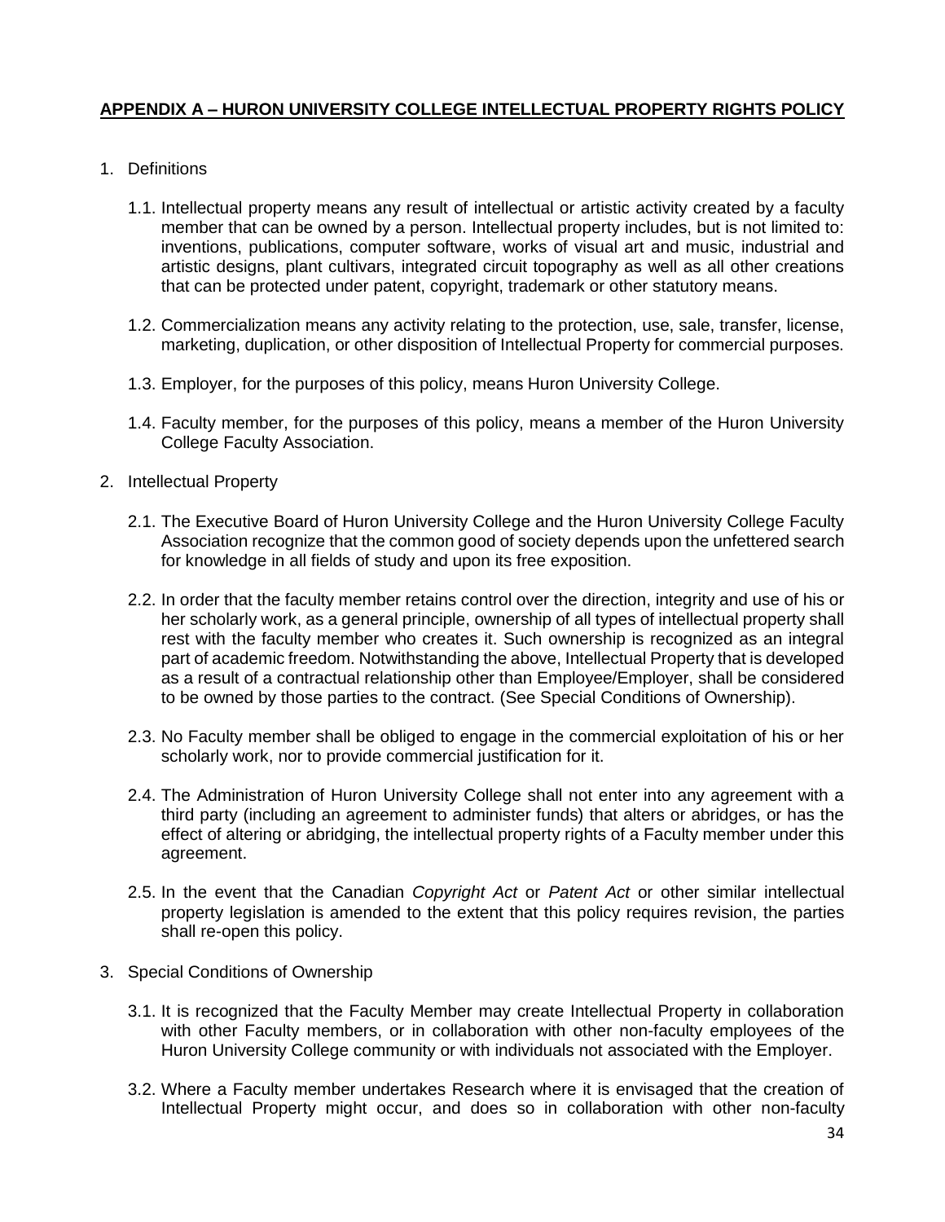## **APPENDIX A – HURON UNIVERSITY COLLEGE INTELLECTUAL PROPERTY RIGHTS POLICY**

1. Definitions

   1.1. Intellectual property means any result of intellectual or artistic activity created by a faculty member that can be owned by a person. Intellectual property includes, but is not limited to: inventions, publications, computer software, works of visual art and music, industrial and artistic designs, plant cultivars, integrated circuit topography as well as all other creations that can be protected under patent, copyright, trademark or other statutory means.

   1.2. Commercialization means any activity relating to the protection, use, sale, transfer, license, marketing, duplication, or other disposition of Intellectual Property for commercial purposes.

   1.3. Employer, for the purposes of this policy, means Huron University College.

   1.4. Faculty member, for the purposes of this policy, means a member of the Huron University College Faculty Association.

2. Intellectual Property

   2.1. The Executive Board of Huron University College and the Huron University College Faculty Association recognize that the common good of society depends upon the unfettered search for knowledge in all fields of study and upon its free exposition.

   2.2. In order that the faculty member retains control over the direction, integrity and use of his or her scholarly work, as a general principle, ownership of all types of intellectual property shall rest with the faculty member who creates it. Such ownership is recognized as an integral part of academic freedom. Notwithstanding the above, Intellectual Property that is developed as a result of a contractual relationship other than Employee/Employer, shall be considered to be owned by those parties to the contract. (See Special Conditions of Ownership).

   2.3. No Faculty member shall be obliged to engage in the commercial exploitation of his or her scholarly work, nor to provide commercial justification for it.

   2.4. The Administration of Huron University College shall not enter into any agreement with a third party (including an agreement to administer funds) that alters or abridges, or has the effect of altering or abridging, the intellectual property rights of a Faculty member under this agreement.

   2.5. In the event that the Canadian *Copyright Act* or *Patent Act* or other similar intellectual property legislation is amended to the extent that this policy requires revision, the parties shall re-open this policy.

3. Special Conditions of Ownership

   3.1. It is recognized that the Faculty Member may create Intellectual Property in collaboration with other Faculty members, or in collaboration with other non-faculty employees of the Huron University College community or with individuals not associated with the Employer.

   3.2. Where a Faculty member undertakes Research where it is envisaged that the creation of Intellectual Property might occur, and does so in collaboration with other non-faculty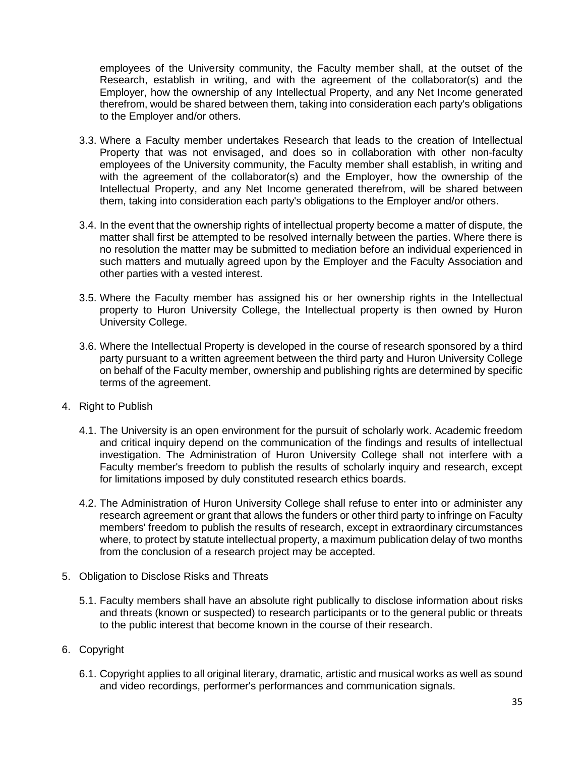employees of the University community, the Faculty member shall, at the outset of the Research, establish in writing, and with the agreement of the collaborator(s) and the Employer, how the ownership of any Intellectual Property, and any Net Income generated therefrom, would be shared between them, taking into consideration each party's obligations to the Employer and/or others.

3.3. Where a Faculty member undertakes Research that leads to the creation of Intellectual Property that was not envisaged, and does so in collaboration with other non-faculty employees of the University community, the Faculty member shall establish, in writing and with the agreement of the collaborator(s) and the Employer, how the ownership of the Intellectual Property, and any Net Income generated therefrom, will be shared between them, taking into consideration each party's obligations to the Employer and/or others.

3.4. In the event that the ownership rights of intellectual property become a matter of dispute, the matter shall first be attempted to be resolved internally between the parties. Where there is no resolution the matter may be submitted to mediation before an individual experienced in such matters and mutually agreed upon by the Employer and the Faculty Association and other parties with a vested interest.

3.5. Where the Faculty member has assigned his or her ownership rights in the Intellectual property to Huron University College, the Intellectual property is then owned by Huron University College.

3.6. Where the Intellectual Property is developed in the course of research sponsored by a third party pursuant to a written agreement between the third party and Huron University College on behalf of the Faculty member, ownership and publishing rights are determined by specific terms of the agreement.

4. Right to Publish

4.1. The University is an open environment for the pursuit of scholarly work. Academic freedom and critical inquiry depend on the communication of the findings and results of intellectual investigation. The Administration of Huron University College shall not interfere with a Faculty member's freedom to publish the results of scholarly inquiry and research, except for limitations imposed by duly constituted research ethics boards.

4.2. The Administration of Huron University College shall refuse to enter into or administer any research agreement or grant that allows the funders or other third party to infringe on Faculty members' freedom to publish the results of research, except in extraordinary circumstances where, to protect by statute intellectual property, a maximum publication delay of two months from the conclusion of a research project may be accepted.

5. Obligation to Disclose Risks and Threats

5.1. Faculty members shall have an absolute right publically to disclose information about risks and threats (known or suspected) to research participants or to the general public or threats to the public interest that become known in the course of their research.

6. Copyright

6.1. Copyright applies to all original literary, dramatic, artistic and musical works as well as sound and video recordings, performer's performances and communication signals.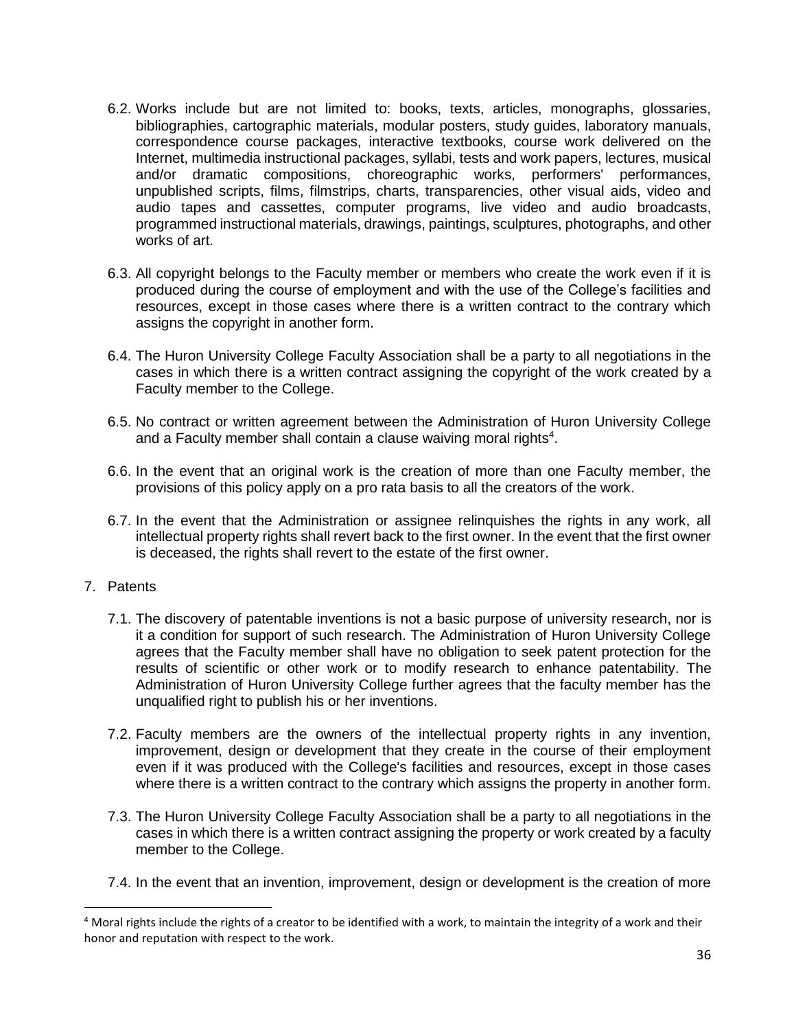6.2. Works include but are not limited to: books, texts, articles, monographs, glossaries, bibliographies, cartographic materials, modular posters, study guides, laboratory manuals, correspondence course packages, interactive textbooks, course work delivered on the Internet, multimedia instructional packages, syllabi, tests and work papers, lectures, musical and/or dramatic compositions, choreographic works, performers' performances, unpublished scripts, films, filmstrips, charts, transparencies, other visual aids, video and audio tapes and cassettes, computer programs, live video and audio broadcasts, programmed instructional materials, drawings, paintings, sculptures, photographs, and other works of art.

6.3. All copyright belongs to the Faculty member or members who create the work even if it is produced during the course of employment and with the use of the College's facilities and resources, except in those cases where there is a written contract to the contrary which assigns the copyright in another form.

6.4. The Huron University College Faculty Association shall be a party to all negotiations in the cases in which there is a written contract assigning the copyright of the work created by a Faculty member to the College.

6.5. No contract or written agreement between the Administration of Huron University College and a Faculty member shall contain a clause waiving moral rights[4].

6.6. In the event that an original work is the creation of more than one Faculty member, the provisions of this policy apply on a pro rata basis to all the creators of the work.

6.7. In the event that the Administration or assignee relinquishes the rights in any work, all intellectual property rights shall revert back to the first owner. In the event that the first owner is deceased, the rights shall revert to the estate of the first owner.

7. Patents

7.1. The discovery of patentable inventions is not a basic purpose of university research, nor is it a condition for support of such research. The Administration of Huron University College agrees that the Faculty member shall have no obligation to seek patent protection for the results of scientific or other work or to modify research to enhance patentability. The Administration of Huron University College further agrees that the faculty member has the unqualified right to publish his or her inventions.

7.2. Faculty members are the owners of the intellectual property rights in any invention, improvement, design or development that they create in the course of their employment even if it was produced with the College's facilities and resources, except in those cases where there is a written contract to the contrary which assigns the property in another form.

7.3. The Huron University College Faculty Association shall be a party to all negotiations in the cases in which there is a written contract assigning the property or work created by a faculty member to the College.

7.4. In the event that an invention, improvement, design or development is the creation of more

[4] Moral rights include the rights of a creator to be identified with a work, to maintain the integrity of a work and their honor and reputation with respect to the work.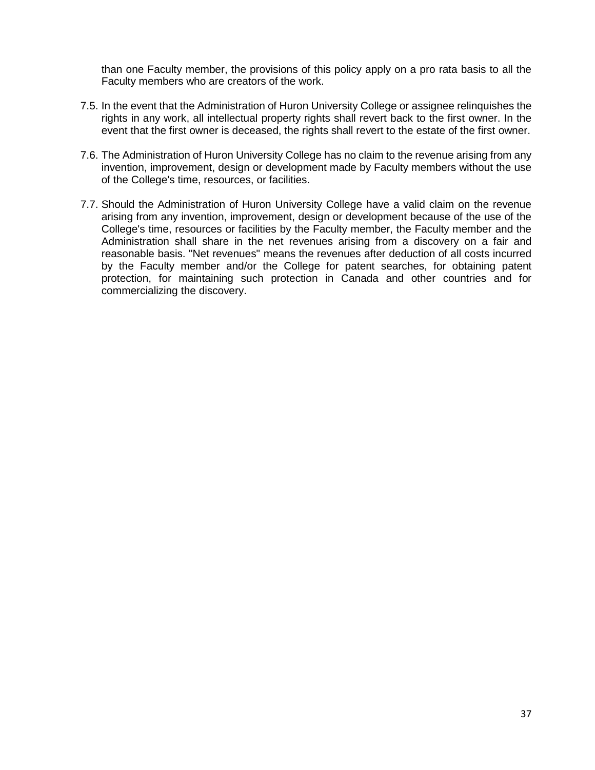than one Faculty member, the provisions of this policy apply on a pro rata basis to all the Faculty members who are creators of the work.

7.5. In the event that the Administration of Huron University College or assignee relinquishes the rights in any work, all intellectual property rights shall revert back to the first owner. In the event that the first owner is deceased, the rights shall revert to the estate of the first owner.

7.6. The Administration of Huron University College has no claim to the revenue arising from any invention, improvement, design or development made by Faculty members without the use of the College's time, resources, or facilities.

7.7. Should the Administration of Huron University College have a valid claim on the revenue arising from any invention, improvement, design or development because of the use of the College's time, resources or facilities by the Faculty member, the Faculty member and the Administration shall share in the net revenues arising from a discovery on a fair and reasonable basis. "Net revenues" means the revenues after deduction of all costs incurred by the Faculty member and/or the College for patent searches, for obtaining patent protection, for maintaining such protection in Canada and other countries and for commercializing the discovery.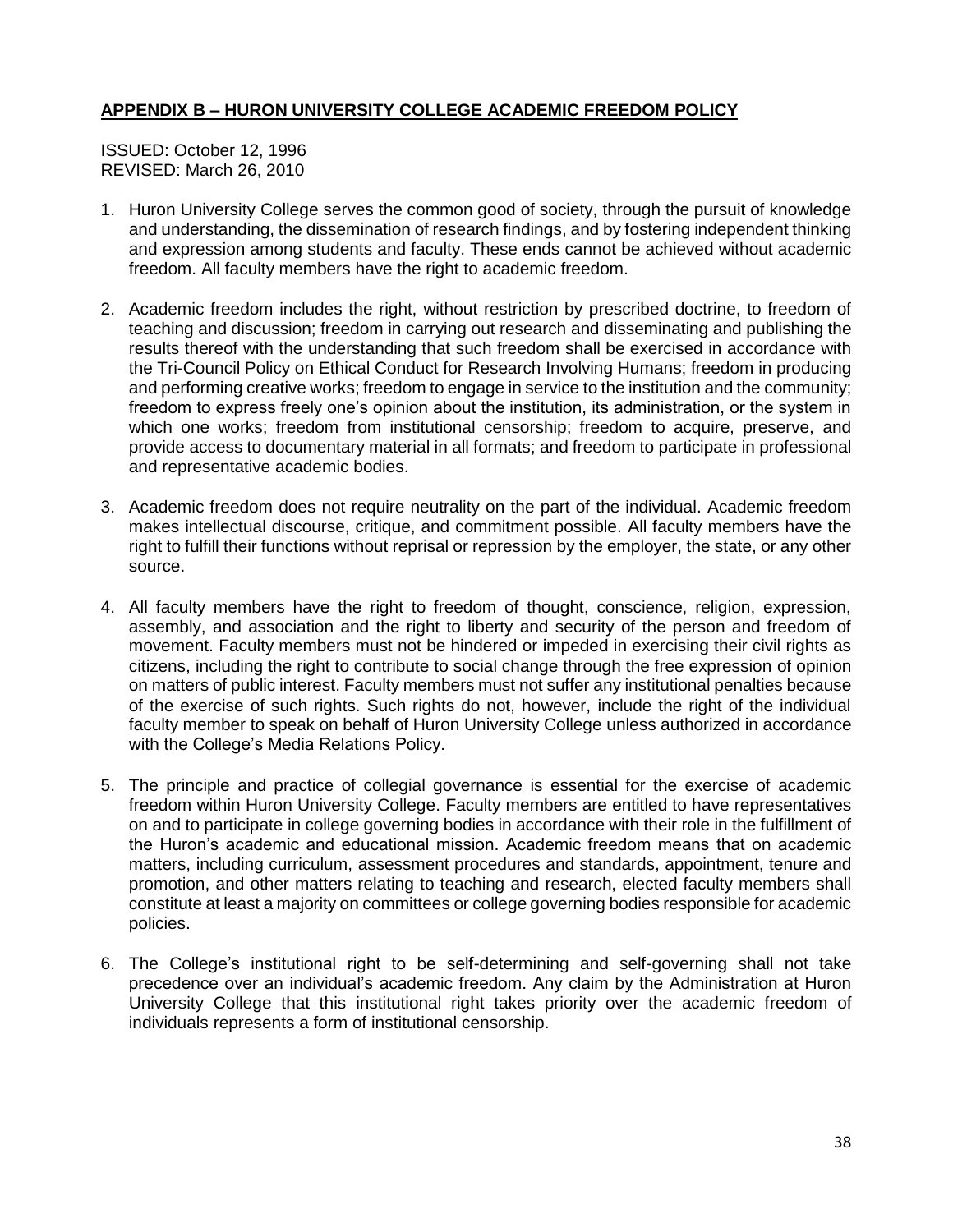## APPENDIX B – HURON UNIVERSITY COLLEGE ACADEMIC FREEDOM POLICY

ISSUED: October 12, 1996
REVISED: March 26, 2010

1. Huron University College serves the common good of society, through the pursuit of knowledge and understanding, the dissemination of research findings, and by fostering independent thinking and expression among students and faculty. These ends cannot be achieved without academic freedom. All faculty members have the right to academic freedom.

2. Academic freedom includes the right, without restriction by prescribed doctrine, to freedom of teaching and discussion; freedom in carrying out research and disseminating and publishing the results thereof with the understanding that such freedom shall be exercised in accordance with the Tri-Council Policy on Ethical Conduct for Research Involving Humans; freedom in producing and performing creative works; freedom to engage in service to the institution and the community; freedom to express freely one's opinion about the institution, its administration, or the system in which one works; freedom from institutional censorship; freedom to acquire, preserve, and provide access to documentary material in all formats; and freedom to participate in professional and representative academic bodies.

3. Academic freedom does not require neutrality on the part of the individual. Academic freedom makes intellectual discourse, critique, and commitment possible. All faculty members have the right to fulfill their functions without reprisal or repression by the employer, the state, or any other source.

4. All faculty members have the right to freedom of thought, conscience, religion, expression, assembly, and association and the right to liberty and security of the person and freedom of movement. Faculty members must not be hindered or impeded in exercising their civil rights as citizens, including the right to contribute to social change through the free expression of opinion on matters of public interest. Faculty members must not suffer any institutional penalties because of the exercise of such rights. Such rights do not, however, include the right of the individual faculty member to speak on behalf of Huron University College unless authorized in accordance with the College's Media Relations Policy.

5. The principle and practice of collegial governance is essential for the exercise of academic freedom within Huron University College. Faculty members are entitled to have representatives on and to participate in college governing bodies in accordance with their role in the fulfillment of the Huron's academic and educational mission. Academic freedom means that on academic matters, including curriculum, assessment procedures and standards, appointment, tenure and promotion, and other matters relating to teaching and research, elected faculty members shall constitute at least a majority on committees or college governing bodies responsible for academic policies.

6. The College's institutional right to be self-determining and self-governing shall not take precedence over an individual's academic freedom. Any claim by the Administration at Huron University College that this institutional right takes priority over the academic freedom of individuals represents a form of institutional censorship.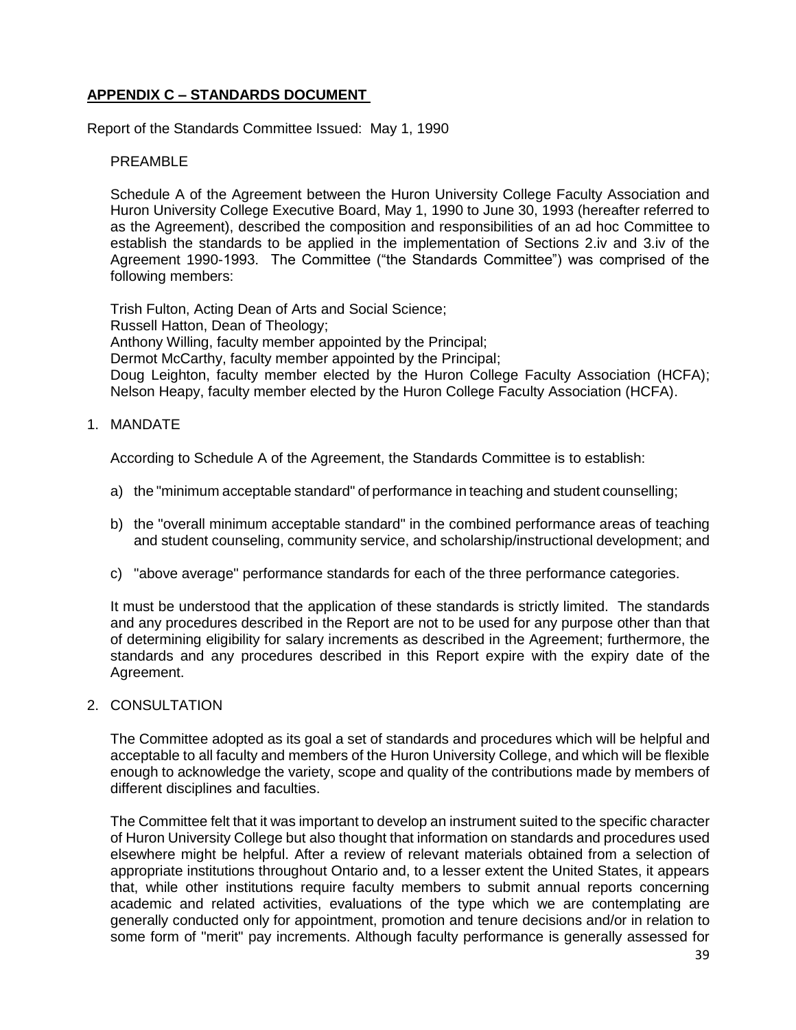## APPENDIX C – STANDARDS DOCUMENT

Report of the Standards Committee Issued: May 1, 1990

PREAMBLE

Schedule A of the Agreement between the Huron University College Faculty Association and Huron University College Executive Board, May 1, 1990 to June 30, 1993 (hereafter referred to as the Agreement), described the composition and responsibilities of an ad hoc Committee to establish the standards to be applied in the implementation of Sections 2.iv and 3.iv of the Agreement 1990-1993. The Committee ("the Standards Committee") was comprised of the following members:

Trish Fulton, Acting Dean of Arts and Social Science;
Russell Hatton, Dean of Theology;
Anthony Willing, faculty member appointed by the Principal;
Dermot McCarthy, faculty member appointed by the Principal;
Doug Leighton, faculty member elected by the Huron College Faculty Association (HCFA);
Nelson Heapy, faculty member elected by the Huron College Faculty Association (HCFA).

1. MANDATE

According to Schedule A of the Agreement, the Standards Committee is to establish:

a) the "minimum acceptable standard" of performance in teaching and student counselling;

b) the "overall minimum acceptable standard" in the combined performance areas of teaching and student counseling, community service, and scholarship/instructional development; and

c) "above average" performance standards for each of the three performance categories.

It must be understood that the application of these standards is strictly limited. The standards and any procedures described in the Report are not to be used for any purpose other than that of determining eligibility for salary increments as described in the Agreement; furthermore, the standards and any procedures described in this Report expire with the expiry date of the Agreement.

2. CONSULTATION

The Committee adopted as its goal a set of standards and procedures which will be helpful and acceptable to all faculty and members of the Huron University College, and which will be flexible enough to acknowledge the variety, scope and quality of the contributions made by members of different disciplines and faculties.

The Committee felt that it was important to develop an instrument suited to the specific character of Huron University College but also thought that information on standards and procedures used elsewhere might be helpful. After a review of relevant materials obtained from a selection of appropriate institutions throughout Ontario and, to a lesser extent the United States, it appears that, while other institutions require faculty members to submit annual reports concerning academic and related activities, evaluations of the type which we are contemplating are generally conducted only for appointment, promotion and tenure decisions and/or in relation to some form of "merit" pay increments. Although faculty performance is generally assessed for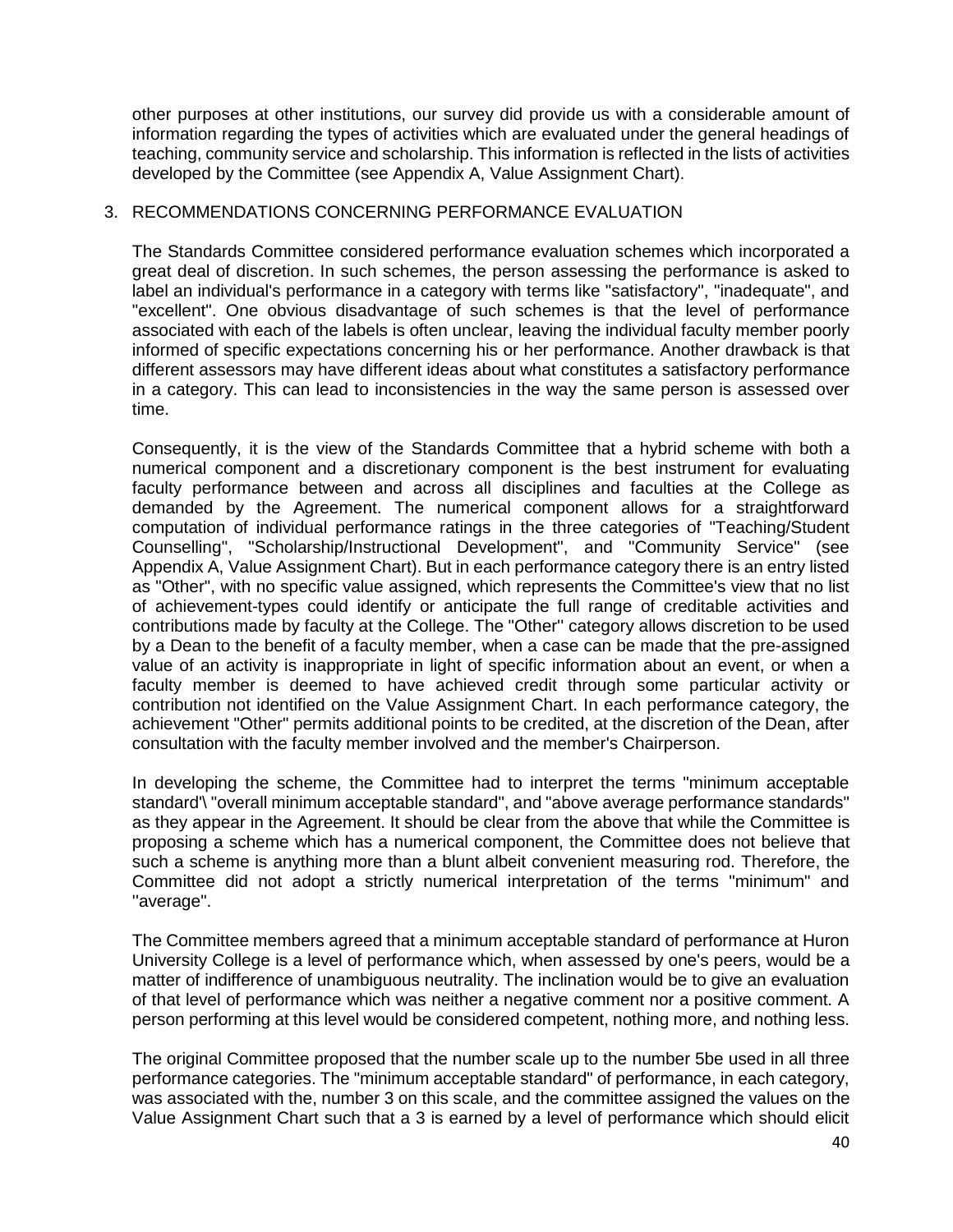other purposes at other institutions, our survey did provide us with a considerable amount of information regarding the types of activities which are evaluated under the general headings of teaching, community service and scholarship. This information is reflected in the lists of activities developed by the Committee (see Appendix A, Value Assignment Chart).

## 3. RECOMMENDATIONS CONCERNING PERFORMANCE EVALUATION

The Standards Committee considered performance evaluation schemes which incorporated a great deal of discretion. In such schemes, the person assessing the performance is asked to label an individual's performance in a category with terms like "satisfactory", "inadequate", and "excellent". One obvious disadvantage of such schemes is that the level of performance associated with each of the labels is often unclear, leaving the individual faculty member poorly informed of specific expectations concerning his or her performance. Another drawback is that different assessors may have different ideas about what constitutes a satisfactory performance in a category. This can lead to inconsistencies in the way the same person is assessed over time.

Consequently, it is the view of the Standards Committee that a hybrid scheme with both a numerical component and a discretionary component is the best instrument for evaluating faculty performance between and across all disciplines and faculties at the College as demanded by the Agreement. The numerical component allows for a straightforward computation of individual performance ratings in the three categories of "Teaching/Student Counselling", "Scholarship/Instructional Development", and "Community Service" (see Appendix A, Value Assignment Chart). But in each performance category there is an entry listed as "Other", with no specific value assigned, which represents the Committee's view that no list of achievement-types could identify or anticipate the full range of creditable activities and contributions made by faculty at the College. The "Other" category allows discretion to be used by a Dean to the benefit of a faculty member, when a case can be made that the pre-assigned value of an activity is inappropriate in light of specific information about an event, or when a faculty member is deemed to have achieved credit through some particular activity or contribution not identified on the Value Assignment Chart. In each performance category, the achievement "Other" permits additional points to be credited, at the discretion of the Dean, after consultation with the faculty member involved and the member's Chairperson.

In developing the scheme, the Committee had to interpret the terms "minimum acceptable standard'\ "overall minimum acceptable standard", and "above average performance standards" as they appear in the Agreement. It should be clear from the above that while the Committee is proposing a scheme which has a numerical component, the Committee does not believe that such a scheme is anything more than a blunt albeit convenient measuring rod. Therefore, the Committee did not adopt a strictly numerical interpretation of the terms "minimum" and "average".

The Committee members agreed that a minimum acceptable standard of performance at Huron University College is a level of performance which, when assessed by one's peers, would be a matter of indifference of unambiguous neutrality. The inclination would be to give an evaluation of that level of performance which was neither a negative comment nor a positive comment. A person performing at this level would be considered competent, nothing more, and nothing less.

The original Committee proposed that the number scale up to the number 5be used in all three performance categories. The "minimum acceptable standard" of performance, in each category, was associated with the, number 3 on this scale, and the committee assigned the values on the Value Assignment Chart such that a 3 is earned by a level of performance which should elicit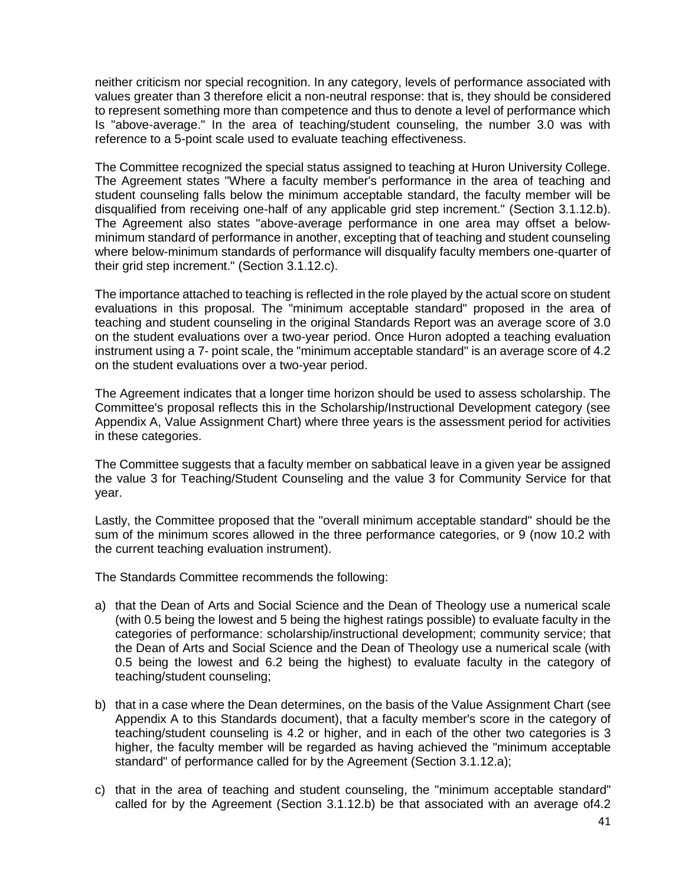neither criticism nor special recognition. In any category, levels of performance associated with values greater than 3 therefore elicit a non-neutral response: that is, they should be considered to represent something more than competence and thus to denote a level of performance which Is "above-average." In the area of teaching/student counseling, the number 3.0 was with reference to a 5-point scale used to evaluate teaching effectiveness.

The Committee recognized the special status assigned to teaching at Huron University College. The Agreement states "Where a faculty member's performance in the area of teaching and student counseling falls below the minimum acceptable standard, the faculty member will be disqualified from receiving one-half of any applicable grid step increment." (Section 3.1.12.b). The Agreement also states "above-average performance in one area may offset a below-minimum standard of performance in another, excepting that of teaching and student counseling where below-minimum standards of performance will disqualify faculty members one-quarter of their grid step increment." (Section 3.1.12.c).

The importance attached to teaching is reflected in the role played by the actual score on student evaluations in this proposal. The "minimum acceptable standard" proposed in the area of teaching and student counseling in the original Standards Report was an average score of 3.0 on the student evaluations over a two-year period. Once Huron adopted a teaching evaluation instrument using a 7- point scale, the "minimum acceptable standard" is an average score of 4.2 on the student evaluations over a two-year period.

The Agreement indicates that a longer time horizon should be used to assess scholarship. The Committee's proposal reflects this in the Scholarship/Instructional Development category (see Appendix A, Value Assignment Chart) where three years is the assessment period for activities in these categories.

The Committee suggests that a faculty member on sabbatical leave in a given year be assigned the value 3 for Teaching/Student Counseling and the value 3 for Community Service for that year.

Lastly, the Committee proposed that the "overall minimum acceptable standard" should be the sum of the minimum scores allowed in the three performance categories, or 9 (now 10.2 with the current teaching evaluation instrument).

The Standards Committee recommends the following:

a) that the Dean of Arts and Social Science and the Dean of Theology use a numerical scale (with 0.5 being the lowest and 5 being the highest ratings possible) to evaluate faculty in the categories of performance: scholarship/instructional development; community service; that the Dean of Arts and Social Science and the Dean of Theology use a numerical scale (with 0.5 being the lowest and 6.2 being the highest) to evaluate faculty in the category of teaching/student counseling;

b) that in a case where the Dean determines, on the basis of the Value Assignment Chart (see Appendix A to this Standards document), that a faculty member's score in the category of teaching/student counseling is 4.2 or higher, and in each of the other two categories is 3 higher, the faculty member will be regarded as having achieved the "minimum acceptable standard" of performance called for by the Agreement (Section 3.1.12.a);

c) that in the area of teaching and student counseling, the "minimum acceptable standard" called for by the Agreement (Section 3.1.12.b) be that associated with an average of4.2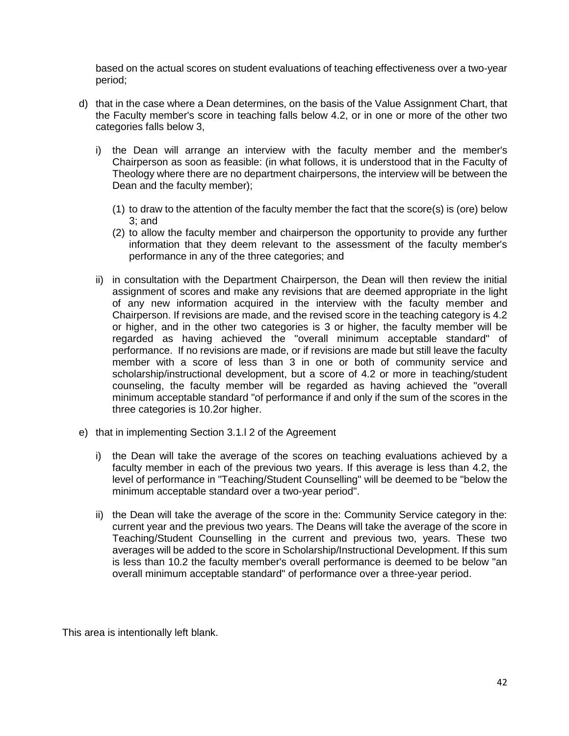based on the actual scores on student evaluations of teaching effectiveness over a two-year period;

d) that in the case where a Dean determines, on the basis of the Value Assignment Chart, that the Faculty member's score in teaching falls below 4.2, or in one or more of the other two categories falls below 3,

   i) the Dean will arrange an interview with the faculty member and the member's Chairperson as soon as feasible: (in what follows, it is understood that in the Faculty of Theology where there are no department chairpersons, the interview will be between the Dean and the faculty member);

      (1) to draw to the attention of the faculty member the fact that the score(s) is (ore) below 3; and
      (2) to allow the faculty member and chairperson the opportunity to provide any further information that they deem relevant to the assessment of the faculty member's performance in any of the three categories; and

   ii) in consultation with the Department Chairperson, the Dean will then review the initial assignment of scores and make any revisions that are deemed appropriate in the light of any new information acquired in the interview with the faculty member and Chairperson. If revisions are made, and the revised score in the teaching category is 4.2 or higher, and in the other two categories is 3 or higher, the faculty member will be regarded as having achieved the "overall minimum acceptable standard" of performance. If no revisions are made, or if revisions are made but still leave the faculty member with a score of less than 3 in one or both of community service and scholarship/instructional development, but a score of 4.2 or more in teaching/student counseling, the faculty member will be regarded as having achieved the "overall minimum acceptable standard "of performance if and only if the sum of the scores in the three categories is 10.2or higher.

e) that in implementing Section 3.1.l 2 of the Agreement

   i) the Dean will take the average of the scores on teaching evaluations achieved by a faculty member in each of the previous two years. If this average is less than 4.2, the level of performance in "Teaching/Student Counselling" will be deemed to be "below the minimum acceptable standard over a two-year period".

   ii) the Dean will take the average of the score in the: Community Service category in the: current year and the previous two years. The Deans will take the average of the score in Teaching/Student Counselling in the current and previous two, years. These two averages will be added to the score in Scholarship/Instructional Development. If this sum is less than 10.2 the faculty member's overall performance is deemed to be below "an overall minimum acceptable standard" of performance over a three-year period.

This area is intentionally left blank.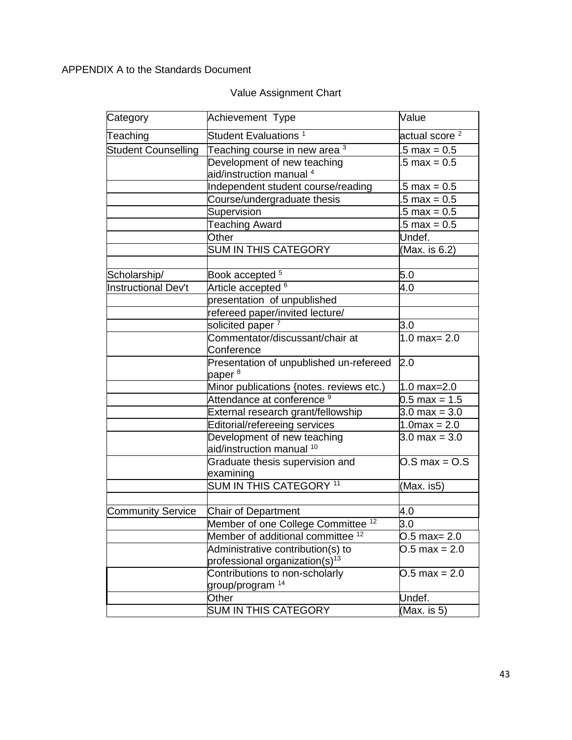APPENDIX A to the Standards Document

Value Assignment Chart

| Category | Achievement Type | Value |
|---|---|---|
| Teaching | Student Evaluations [1] | actual score [2] |
| Student Counselling | Teaching course in new area [3] | .5 max = 0.5 |
| | Development of new teaching aid/instruction manual [4] | .5 max = 0.5 |
| | Independent student course/reading | .5 max = 0.5 |
| | Course/undergraduate thesis | .5 max = 0.5 |
| | Supervision | .5 max = 0.5 |
| | Teaching Award | .5 max = 0.5 |
| | Other | Undef. |
| | SUM IN THIS CATEGORY | (Max. is 6.2) |
| | | |
| Scholarship/ | Book accepted [5] | 5.0 |
| Instructional Dev't | Article accepted [6] | 4.0 |
| | presentation of unpublished | |
| | refereed paper/invited lecture/ | |
| | solicited paper [7] | 3.0 |
| | Commentator/discussant/chair at Conference | 1.0 max= 2.0 |
| | Presentation of unpublished un-refereed paper [8] | 2.0 |
| | Minor publications {notes. reviews etc.) | 1.0 max=2.0 |
| | Attendance at conference [9] | 0.5 max = 1.5 |
| | External research grant/fellowship | 3.0 max = 3.0 |
| | Editorial/refereeing services | 1.0max = 2.0 |
| | Development of new teaching aid/instruction manual [10] | 3.0 max = 3.0 |
| | Graduate thesis supervision and examining | O.S max = O.S |
| | SUM IN THIS CATEGORY [11] | (Max. is5) |
| | | |
| Community Service | Chair of Department | 4.0 |
| | Member of one College Committee [12] | 3.0 |
| | Member of additional committee [12] | O.5 max= 2.0 |
| | Administrative contribution(s) to professional organization(s)[13] | O.5 max = 2.0 |
| | Contributions to non-scholarly group/program [14] | O.5 max = 2.0 |
| | Other | Undef. |
| | SUM IN THIS CATEGORY | (Max. is 5) |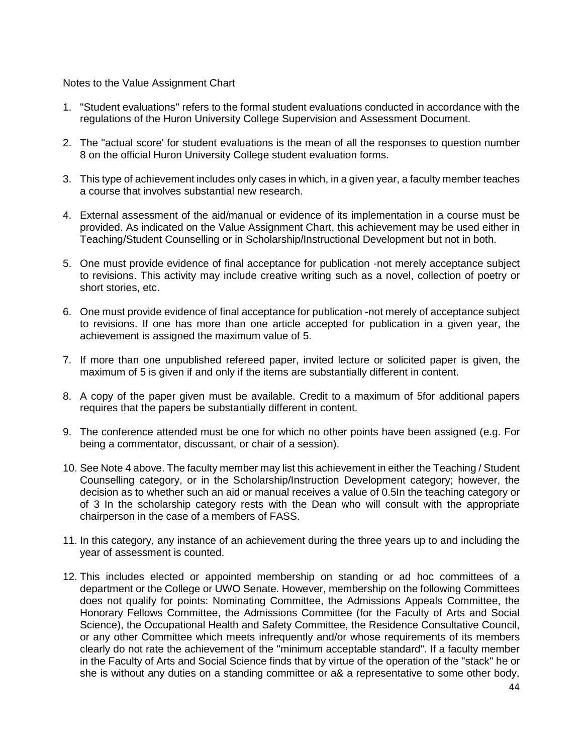Notes to the Value Assignment Chart

1. "Student evaluations" refers to the formal student evaluations conducted in accordance with the regulations of the Huron University College Supervision and Assessment Document.
2. The "actual score' for student evaluations is the mean of all the responses to question number 8 on the official Huron University College student evaluation forms.
3. This type of achievement includes only cases in which, in a given year, a faculty member teaches a course that involves substantial new research.
4. External assessment of the aid/manual or evidence of its implementation in a course must be provided. As indicated on the Value Assignment Chart, this achievement may be used either in Teaching/Student Counselling or in Scholarship/Instructional Development but not in both.
5. One must provide evidence of final acceptance for publication -not merely acceptance subject to revisions. This activity may include creative writing such as a novel, collection of poetry or short stories, etc.
6. One must provide evidence of final acceptance for publication -not merely of acceptance subject to revisions. If one has more than one article accepted for publication in a given year, the achievement is assigned the maximum value of 5.
7. If more than one unpublished refereed paper, invited lecture or solicited paper is given, the maximum of 5 is given if and only if the items are substantially different in content.
8. A copy of the paper given must be available. Credit to a maximum of 5for additional papers requires that the papers be substantially different in content.
9. The conference attended must be one for which no other points have been assigned (e.g. For being a commentator, discussant, or chair of a session).
10. See Note 4 above. The faculty member may list this achievement in either the Teaching / Student Counselling category, or in the Scholarship/Instruction Development category; however, the decision as to whether such an aid or manual receives a value of 0.5In the teaching category or of 3 In the scholarship category rests with the Dean who will consult with the appropriate chairperson in the case of a members of FASS.
11. In this category, any instance of an achievement during the three years up to and including the year of assessment is counted.
12. This includes elected or appointed membership on standing or ad hoc committees of a department or the College or UWO Senate. However, membership on the following Committees does not qualify for points: Nominating Committee, the Admissions Appeals Committee, the Honorary Fellows Committee, the Admissions Committee (for the Faculty of Arts and Social Science), the Occupational Health and Safety Committee, the Residence Consultative Council, or any other Committee which meets infrequently and/or whose requirements of its members clearly do not rate the achievement of the "minimum acceptable standard". If a faculty member in the Faculty of Arts and Social Science finds that by virtue of the operation of the "stack" he or she is without any duties on a standing committee or a& a representative to some other body,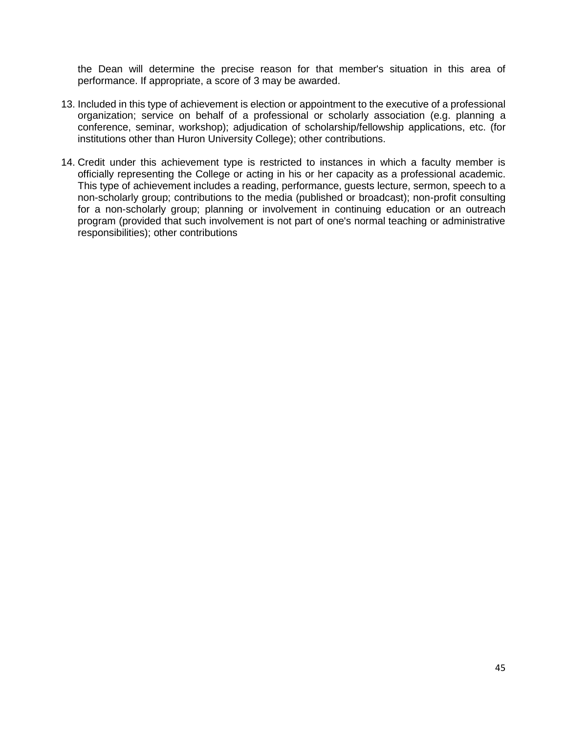the Dean will determine the precise reason for that member's situation in this area of performance. If appropriate, a score of 3 may be awarded.

13. Included in this type of achievement is election or appointment to the executive of a professional organization; service on behalf of a professional or scholarly association (e.g. planning a conference, seminar, workshop); adjudication of scholarship/fellowship applications, etc. (for institutions other than Huron University College); other contributions.

14. Credit under this achievement type is restricted to instances in which a faculty member is officially representing the College or acting in his or her capacity as a professional academic. This type of achievement includes a reading, performance, guests lecture, sermon, speech to a non-scholarly group; contributions to the media (published or broadcast); non-profit consulting for a non-scholarly group; planning or involvement in continuing education or an outreach program (provided that such involvement is not part of one's normal teaching or administrative responsibilities); other contributions